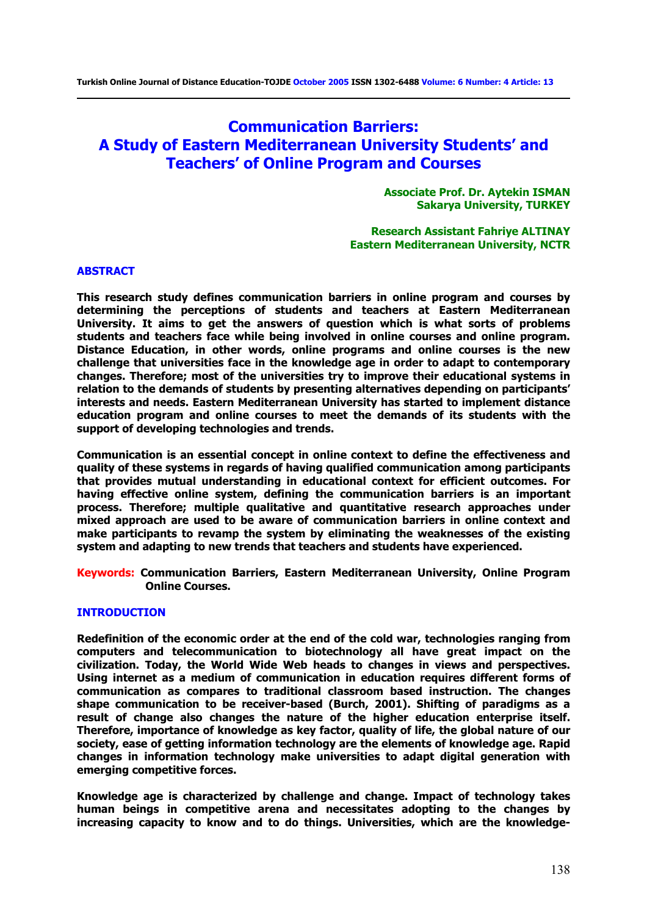# Communication Barriers: A Study of Eastern Mediterranean University Students' and Teachers' of Online Program and Courses

**Associate Prof. Dr. Aytekin ISMAN**
**Sakarya University, TURKEY**

**Research Assistant Fahriye ALTINAY**
**Eastern Mediterranean University, NCTR**

## ABSTRACT

**This research study defines communication barriers in online program and courses by determining the perceptions of students and teachers at Eastern Mediterranean University. It aims to get the answers of question which is what sorts of problems students and teachers face while being involved in online courses and online program. Distance Education, in other words, online programs and online courses is the new challenge that universities face in the knowledge age in order to adapt to contemporary changes. Therefore; most of the universities try to improve their educational systems in relation to the demands of students by presenting alternatives depending on participants' interests and needs. Eastern Mediterranean University has started to implement distance education program and online courses to meet the demands of its students with the support of developing technologies and trends.**

**Communication is an essential concept in online context to define the effectiveness and quality of these systems in regards of having qualified communication among participants that provides mutual understanding in educational context for efficient outcomes. For having effective online system, defining the communication barriers is an important process. Therefore; multiple qualitative and quantitative research approaches under mixed approach are used to be aware of communication barriers in online context and make participants to revamp the system by eliminating the weaknesses of the existing system and adapting to new trends that teachers and students have experienced.**

**Keywords:** **Communication Barriers, Eastern Mediterranean University, Online Program Online Courses.**

## INTRODUCTION

**Redefinition of the economic order at the end of the cold war, technologies ranging from computers and telecommunication to biotechnology all have great impact on the civilization. Today, the World Wide Web heads to changes in views and perspectives. Using internet as a medium of communication in education requires different forms of communication as compares to traditional classroom based instruction. The changes shape communication to be receiver-based (Burch, 2001). Shifting of paradigms as a result of change also changes the nature of the higher education enterprise itself. Therefore, importance of knowledge as key factor, quality of life, the global nature of our society, ease of getting information technology are the elements of knowledge age. Rapid changes in information technology make universities to adapt digital generation with emerging competitive forces.**

**Knowledge age is characterized by challenge and change. Impact of technology takes human beings in competitive arena and necessitates adopting to the changes by increasing capacity to know and to do things. Universities, which are the knowledge-**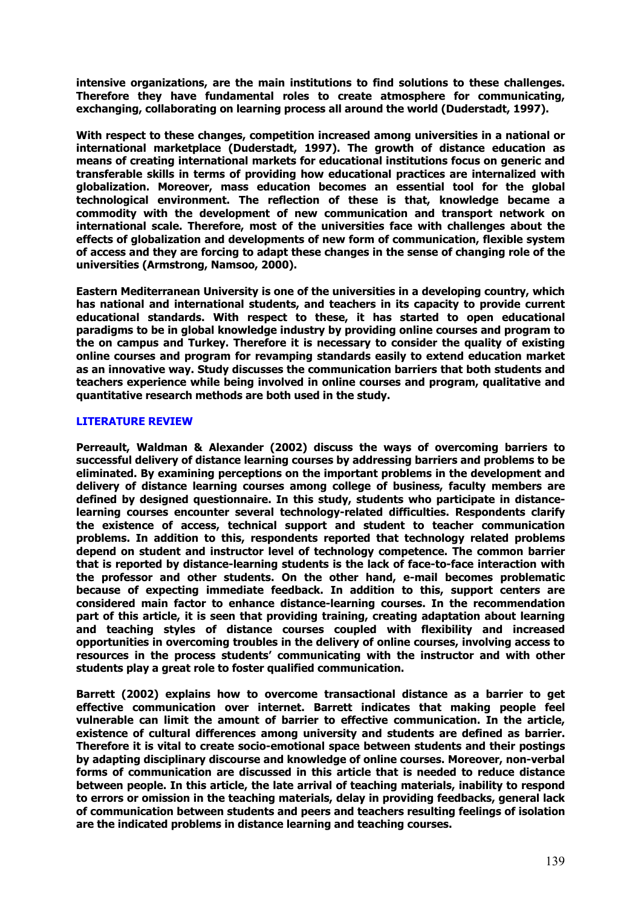**intensive organizations, are the main institutions to find solutions to these challenges. Therefore they have fundamental roles to create atmosphere for communicating, exchanging, collaborating on learning process all around the world (Duderstadt, 1997).**

**With respect to these changes, competition increased among universities in a national or international marketplace (Duderstadt, 1997). The growth of distance education as means of creating international markets for educational institutions focus on generic and transferable skills in terms of providing how educational practices are internalized with globalization. Moreover, mass education becomes an essential tool for the global technological environment. The reflection of these is that, knowledge became a commodity with the development of new communication and transport network on international scale. Therefore, most of the universities face with challenges about the effects of globalization and developments of new form of communication, flexible system of access and they are forcing to adapt these changes in the sense of changing role of the universities (Armstrong, Namsoo, 2000).**

**Eastern Mediterranean University is one of the universities in a developing country, which has national and international students, and teachers in its capacity to provide current educational standards. With respect to these, it has started to open educational paradigms to be in global knowledge industry by providing online courses and program to the on campus and Turkey. Therefore it is necessary to consider the quality of existing online courses and program for revamping standards easily to extend education market as an innovative way. Study discusses the communication barriers that both students and teachers experience while being involved in online courses and program, qualitative and quantitative research methods are both used in the study.**

## LITERATURE REVIEW

**Perreault, Waldman & Alexander (2002) discuss the ways of overcoming barriers to successful delivery of distance learning courses by addressing barriers and problems to be eliminated. By examining perceptions on the important problems in the development and delivery of distance learning courses among college of business, faculty members are defined by designed questionnaire. In this study, students who participate in distance-learning courses encounter several technology-related difficulties. Respondents clarify the existence of access, technical support and student to teacher communication problems. In addition to this, respondents reported that technology related problems depend on student and instructor level of technology competence. The common barrier that is reported by distance-learning students is the lack of face-to-face interaction with the professor and other students. On the other hand, e-mail becomes problematic because of expecting immediate feedback. In addition to this, support centers are considered main factor to enhance distance-learning courses. In the recommendation part of this article, it is seen that providing training, creating adaptation about learning and teaching styles of distance courses coupled with flexibility and increased opportunities in overcoming troubles in the delivery of online courses, involving access to resources in the process students' communicating with the instructor and with other students play a great role to foster qualified communication.**

**Barrett (2002) explains how to overcome transactional distance as a barrier to get effective communication over internet. Barrett indicates that making people feel vulnerable can limit the amount of barrier to effective communication. In the article, existence of cultural differences among university and students are defined as barrier. Therefore it is vital to create socio-emotional space between students and their postings by adapting disciplinary discourse and knowledge of online courses. Moreover, non-verbal forms of communication are discussed in this article that is needed to reduce distance between people. In this article, the late arrival of teaching materials, inability to respond to errors or omission in the teaching materials, delay in providing feedbacks, general lack of communication between students and peers and teachers resulting feelings of isolation are the indicated problems in distance learning and teaching courses.**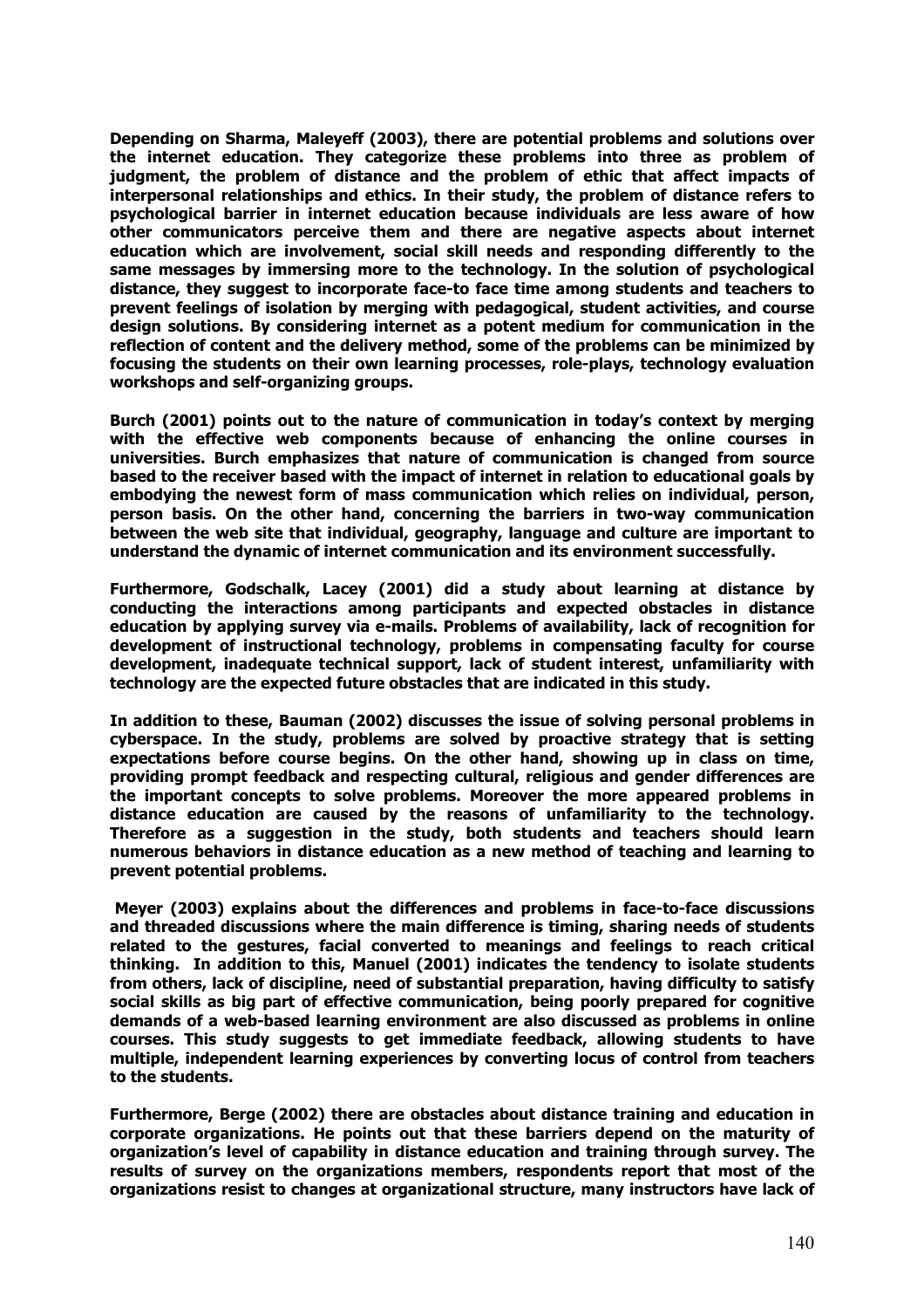**Depending on Sharma, Maleyeff (2003), there are potential problems and solutions over the internet education. They categorize these problems into three as problem of judgment, the problem of distance and the problem of ethic that affect impacts of interpersonal relationships and ethics. In their study, the problem of distance refers to psychological barrier in internet education because individuals are less aware of how other communicators perceive them and there are negative aspects about internet education which are involvement, social skill needs and responding differently to the same messages by immersing more to the technology. In the solution of psychological distance, they suggest to incorporate face-to face time among students and teachers to prevent feelings of isolation by merging with pedagogical, student activities, and course design solutions. By considering internet as a potent medium for communication in the reflection of content and the delivery method, some of the problems can be minimized by focusing the students on their own learning processes, role-plays, technology evaluation workshops and self-organizing groups.**

**Burch (2001) points out to the nature of communication in today's context by merging with the effective web components because of enhancing the online courses in universities. Burch emphasizes that nature of communication is changed from source based to the receiver based with the impact of internet in relation to educational goals by embodying the newest form of mass communication which relies on individual, person, person basis. On the other hand, concerning the barriers in two-way communication between the web site that individual, geography, language and culture are important to understand the dynamic of internet communication and its environment successfully.**

**Furthermore, Godschalk, Lacey (2001) did a study about learning at distance by conducting the interactions among participants and expected obstacles in distance education by applying survey via e-mails. Problems of availability, lack of recognition for development of instructional technology, problems in compensating faculty for course development, inadequate technical support, lack of student interest, unfamiliarity with technology are the expected future obstacles that are indicated in this study.**

**In addition to these, Bauman (2002) discusses the issue of solving personal problems in cyberspace. In the study, problems are solved by proactive strategy that is setting expectations before course begins. On the other hand, showing up in class on time, providing prompt feedback and respecting cultural, religious and gender differences are the important concepts to solve problems. Moreover the more appeared problems in distance education are caused by the reasons of unfamiliarity to the technology. Therefore as a suggestion in the study, both students and teachers should learn numerous behaviors in distance education as a new method of teaching and learning to prevent potential problems.**

**Meyer (2003) explains about the differences and problems in face-to-face discussions and threaded discussions where the main difference is timing, sharing needs of students related to the gestures, facial converted to meanings and feelings to reach critical thinking. In addition to this, Manuel (2001) indicates the tendency to isolate students from others, lack of discipline, need of substantial preparation, having difficulty to satisfy social skills as big part of effective communication, being poorly prepared for cognitive demands of a web-based learning environment are also discussed as problems in online courses. This study suggests to get immediate feedback, allowing students to have multiple, independent learning experiences by converting locus of control from teachers to the students.**

**Furthermore, Berge (2002) there are obstacles about distance training and education in corporate organizations. He points out that these barriers depend on the maturity of organization's level of capability in distance education and training through survey. The results of survey on the organizations members, respondents report that most of the organizations resist to changes at organizational structure, many instructors have lack of**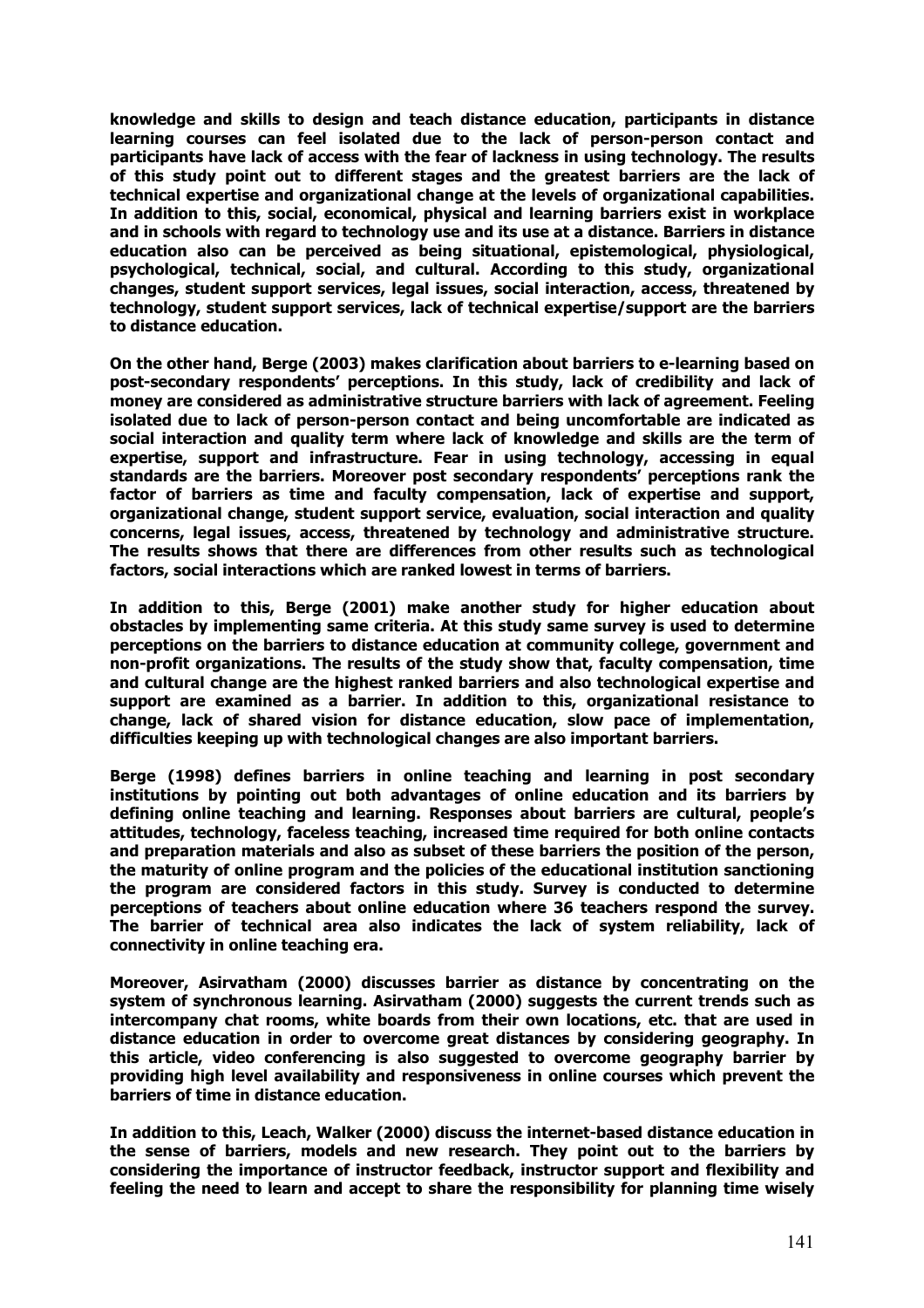**knowledge and skills to design and teach distance education, participants in distance learning courses can feel isolated due to the lack of person-person contact and participants have lack of access with the fear of lackness in using technology. The results of this study point out to different stages and the greatest barriers are the lack of technical expertise and organizational change at the levels of organizational capabilities. In addition to this, social, economical, physical and learning barriers exist in workplace and in schools with regard to technology use and its use at a distance. Barriers in distance education also can be perceived as being situational, epistemological, physiological, psychological, technical, social, and cultural. According to this study, organizational changes, student support services, legal issues, social interaction, access, threatened by technology, student support services, lack of technical expertise/support are the barriers to distance education.**

**On the other hand, Berge (2003) makes clarification about barriers to e-learning based on post-secondary respondents' perceptions. In this study, lack of credibility and lack of money are considered as administrative structure barriers with lack of agreement. Feeling isolated due to lack of person-person contact and being uncomfortable are indicated as social interaction and quality term where lack of knowledge and skills are the term of expertise, support and infrastructure. Fear in using technology, accessing in equal standards are the barriers. Moreover post secondary respondents' perceptions rank the factor of barriers as time and faculty compensation, lack of expertise and support, organizational change, student support service, evaluation, social interaction and quality concerns, legal issues, access, threatened by technology and administrative structure. The results shows that there are differences from other results such as technological factors, social interactions which are ranked lowest in terms of barriers.**

**In addition to this, Berge (2001) make another study for higher education about obstacles by implementing same criteria. At this study same survey is used to determine perceptions on the barriers to distance education at community college, government and non-profit organizations. The results of the study show that, faculty compensation, time and cultural change are the highest ranked barriers and also technological expertise and support are examined as a barrier. In addition to this, organizational resistance to change, lack of shared vision for distance education, slow pace of implementation, difficulties keeping up with technological changes are also important barriers.**

**Berge (1998) defines barriers in online teaching and learning in post secondary institutions by pointing out both advantages of online education and its barriers by defining online teaching and learning. Responses about barriers are cultural, people's attitudes, technology, faceless teaching, increased time required for both online contacts and preparation materials and also as subset of these barriers the position of the person, the maturity of online program and the policies of the educational institution sanctioning the program are considered factors in this study. Survey is conducted to determine perceptions of teachers about online education where 36 teachers respond the survey. The barrier of technical area also indicates the lack of system reliability, lack of connectivity in online teaching era.**

**Moreover, Asirvatham (2000) discusses barrier as distance by concentrating on the system of synchronous learning. Asirvatham (2000) suggests the current trends such as intercompany chat rooms, white boards from their own locations, etc. that are used in distance education in order to overcome great distances by considering geography. In this article, video conferencing is also suggested to overcome geography barrier by providing high level availability and responsiveness in online courses which prevent the barriers of time in distance education.**

**In addition to this, Leach, Walker (2000) discuss the internet-based distance education in the sense of barriers, models and new research. They point out to the barriers by considering the importance of instructor feedback, instructor support and flexibility and feeling the need to learn and accept to share the responsibility for planning time wisely**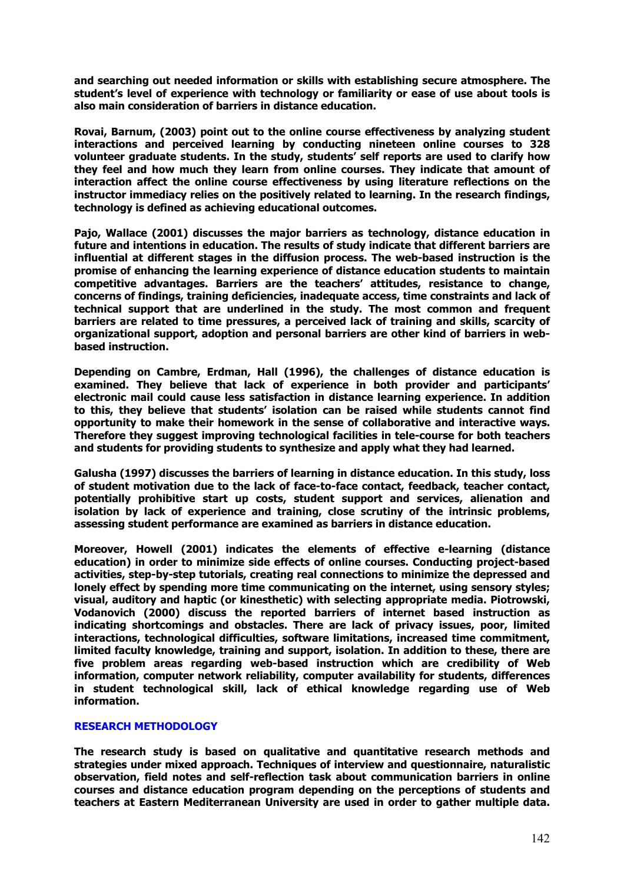**and searching out needed information or skills with establishing secure atmosphere. The student's level of experience with technology or familiarity or ease of use about tools is also main consideration of barriers in distance education.**

**Rovai, Barnum, (2003) point out to the online course effectiveness by analyzing student interactions and perceived learning by conducting nineteen online courses to 328 volunteer graduate students. In the study, students' self reports are used to clarify how they feel and how much they learn from online courses. They indicate that amount of interaction affect the online course effectiveness by using literature reflections on the instructor immediacy relies on the positively related to learning. In the research findings, technology is defined as achieving educational outcomes.**

**Pajo, Wallace (2001) discusses the major barriers as technology, distance education in future and intentions in education. The results of study indicate that different barriers are influential at different stages in the diffusion process. The web-based instruction is the promise of enhancing the learning experience of distance education students to maintain competitive advantages. Barriers are the teachers' attitudes, resistance to change, concerns of findings, training deficiencies, inadequate access, time constraints and lack of technical support that are underlined in the study. The most common and frequent barriers are related to time pressures, a perceived lack of training and skills, scarcity of organizational support, adoption and personal barriers are other kind of barriers in web-based instruction.**

**Depending on Cambre, Erdman, Hall (1996), the challenges of distance education is examined. They believe that lack of experience in both provider and participants' electronic mail could cause less satisfaction in distance learning experience. In addition to this, they believe that students' isolation can be raised while students cannot find opportunity to make their homework in the sense of collaborative and interactive ways. Therefore they suggest improving technological facilities in tele-course for both teachers and students for providing students to synthesize and apply what they had learned.**

**Galusha (1997) discusses the barriers of learning in distance education. In this study, loss of student motivation due to the lack of face-to-face contact, feedback, teacher contact, potentially prohibitive start up costs, student support and services, alienation and isolation by lack of experience and training, close scrutiny of the intrinsic problems, assessing student performance are examined as barriers in distance education.**

**Moreover, Howell (2001) indicates the elements of effective e-learning (distance education) in order to minimize side effects of online courses. Conducting project-based activities, step-by-step tutorials, creating real connections to minimize the depressed and lonely effect by spending more time communicating on the internet, using sensory styles; visual, auditory and haptic (or kinesthetic) with selecting appropriate media. Piotrowski, Vodanovich (2000) discuss the reported barriers of internet based instruction as indicating shortcomings and obstacles. There are lack of privacy issues, poor, limited interactions, technological difficulties, software limitations, increased time commitment, limited faculty knowledge, training and support, isolation. In addition to these, there are five problem areas regarding web-based instruction which are credibility of Web information, computer network reliability, computer availability for students, differences in student technological skill, lack of ethical knowledge regarding use of Web information.**

## RESEARCH METHODOLOGY

**The research study is based on qualitative and quantitative research methods and strategies under mixed approach. Techniques of interview and questionnaire, naturalistic observation, field notes and self-reflection task about communication barriers in online courses and distance education program depending on the perceptions of students and teachers at Eastern Mediterranean University are used in order to gather multiple data.**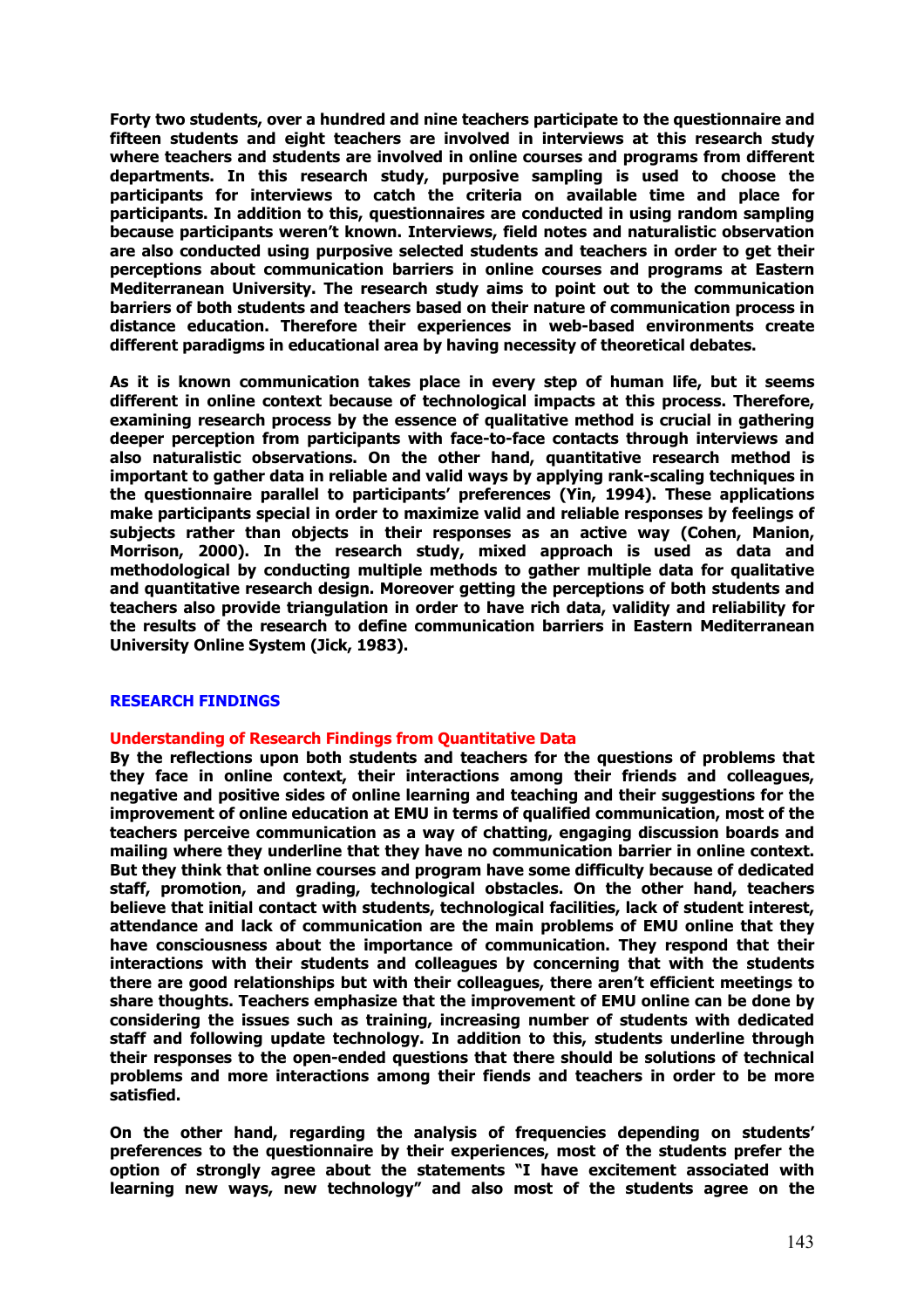**Forty two students, over a hundred and nine teachers participate to the questionnaire and fifteen students and eight teachers are involved in interviews at this research study where teachers and students are involved in online courses and programs from different departments. In this research study, purposive sampling is used to choose the participants for interviews to catch the criteria on available time and place for participants. In addition to this, questionnaires are conducted in using random sampling because participants weren't known. Interviews, field notes and naturalistic observation are also conducted using purposive selected students and teachers in order to get their perceptions about communication barriers in online courses and programs at Eastern Mediterranean University. The research study aims to point out to the communication barriers of both students and teachers based on their nature of communication process in distance education. Therefore their experiences in web-based environments create different paradigms in educational area by having necessity of theoretical debates.**

**As it is known communication takes place in every step of human life, but it seems different in online context because of technological impacts at this process. Therefore, examining research process by the essence of qualitative method is crucial in gathering deeper perception from participants with face-to-face contacts through interviews and also naturalistic observations. On the other hand, quantitative research method is important to gather data in reliable and valid ways by applying rank-scaling techniques in the questionnaire parallel to participants' preferences (Yin, 1994). These applications make participants special in order to maximize valid and reliable responses by feelings of subjects rather than objects in their responses as an active way (Cohen, Manion, Morrison, 2000). In the research study, mixed approach is used as data and methodological by conducting multiple methods to gather multiple data for qualitative and quantitative research design. Moreover getting the perceptions of both students and teachers also provide triangulation in order to have rich data, validity and reliability for the results of the research to define communication barriers in Eastern Mediterranean University Online System (Jick, 1983).**

## RESEARCH FINDINGS

### Understanding of Research Findings from Quantitative Data

**By the reflections upon both students and teachers for the questions of problems that they face in online context, their interactions among their friends and colleagues, negative and positive sides of online learning and teaching and their suggestions for the improvement of online education at EMU in terms of qualified communication, most of the teachers perceive communication as a way of chatting, engaging discussion boards and mailing where they underline that they have no communication barrier in online context. But they think that online courses and program have some difficulty because of dedicated staff, promotion, and grading, technological obstacles. On the other hand, teachers believe that initial contact with students, technological facilities, lack of student interest, attendance and lack of communication are the main problems of EMU online that they have consciousness about the importance of communication. They respond that their interactions with their students and colleagues by concerning that with the students there are good relationships but with their colleagues, there aren't efficient meetings to share thoughts. Teachers emphasize that the improvement of EMU online can be done by considering the issues such as training, increasing number of students with dedicated staff and following update technology. In addition to this, students underline through their responses to the open-ended questions that there should be solutions of technical problems and more interactions among their fiends and teachers in order to be more satisfied.**

**On the other hand, regarding the analysis of frequencies depending on students' preferences to the questionnaire by their experiences, most of the students prefer the option of strongly agree about the statements "I have excitement associated with learning new ways, new technology" and also most of the students agree on the**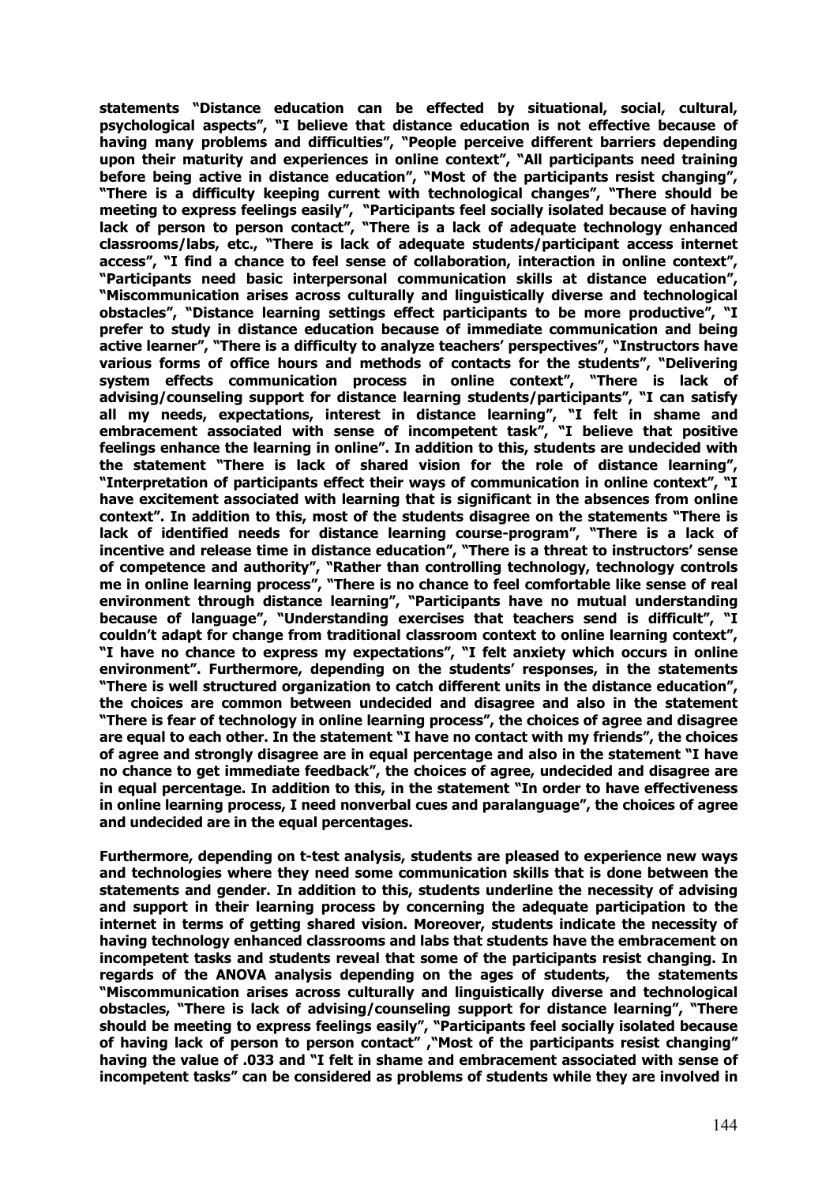**statements "Distance education can be effected by situational, social, cultural, psychological aspects", "I believe that distance education is not effective because of having many problems and difficulties", "People perceive different barriers depending upon their maturity and experiences in online context", "All participants need training before being active in distance education", "Most of the participants resist changing", "There is a difficulty keeping current with technological changes", "There should be meeting to express feelings easily", "Participants feel socially isolated because of having lack of person to person contact", "There is a lack of adequate technology enhanced classrooms/labs, etc., "There is lack of adequate students/participant access internet access", "I find a chance to feel sense of collaboration, interaction in online context", "Participants need basic interpersonal communication skills at distance education", "Miscommunication arises across culturally and linguistically diverse and technological obstacles", "Distance learning settings effect participants to be more productive", "I prefer to study in distance education because of immediate communication and being active learner", "There is a difficulty to analyze teachers' perspectives", "Instructors have various forms of office hours and methods of contacts for the students", "Delivering system effects communication process in online context", "There is lack of advising/counseling support for distance learning students/participants", "I can satisfy all my needs, expectations, interest in distance learning", "I felt in shame and embracement associated with sense of incompetent task", "I believe that positive feelings enhance the learning in online". In addition to this, students are undecided with the statement "There is lack of shared vision for the role of distance learning", "Interpretation of participants effect their ways of communication in online context", "I have excitement associated with learning that is significant in the absences from online context". In addition to this, most of the students disagree on the statements "There is lack of identified needs for distance learning course-program", "There is a lack of incentive and release time in distance education", "There is a threat to instructors' sense of competence and authority", "Rather than controlling technology, technology controls me in online learning process", "There is no chance to feel comfortable like sense of real environment through distance learning", "Participants have no mutual understanding because of language", "Understanding exercises that teachers send is difficult", "I couldn't adapt for change from traditional classroom context to online learning context", "I have no chance to express my expectations", "I felt anxiety which occurs in online environment". Furthermore, depending on the students' responses, in the statements "There is well structured organization to catch different units in the distance education", the choices are common between undecided and disagree and also in the statement "There is fear of technology in online learning process", the choices of agree and disagree are equal to each other. In the statement "I have no contact with my friends", the choices of agree and strongly disagree are in equal percentage and also in the statement "I have no chance to get immediate feedback", the choices of agree, undecided and disagree are in equal percentage. In addition to this, in the statement "In order to have effectiveness in online learning process, I need nonverbal cues and paralanguage", the choices of agree and undecided are in the equal percentages.**

**Furthermore, depending on t-test analysis, students are pleased to experience new ways and technologies where they need some communication skills that is done between the statements and gender. In addition to this, students underline the necessity of advising and support in their learning process by concerning the adequate participation to the internet in terms of getting shared vision. Moreover, students indicate the necessity of having technology enhanced classrooms and labs that students have the embracement on incompetent tasks and students reveal that some of the participants resist changing. In regards of the ANOVA analysis depending on the ages of students, the statements "Miscommunication arises across culturally and linguistically diverse and technological obstacles, "There is lack of advising/counseling support for distance learning", "There should be meeting to express feelings easily", "Participants feel socially isolated because of having lack of person to person contact" ,"Most of the participants resist changing" having the value of .033 and "I felt in shame and embracement associated with sense of incompetent tasks" can be considered as problems of students while they are involved in**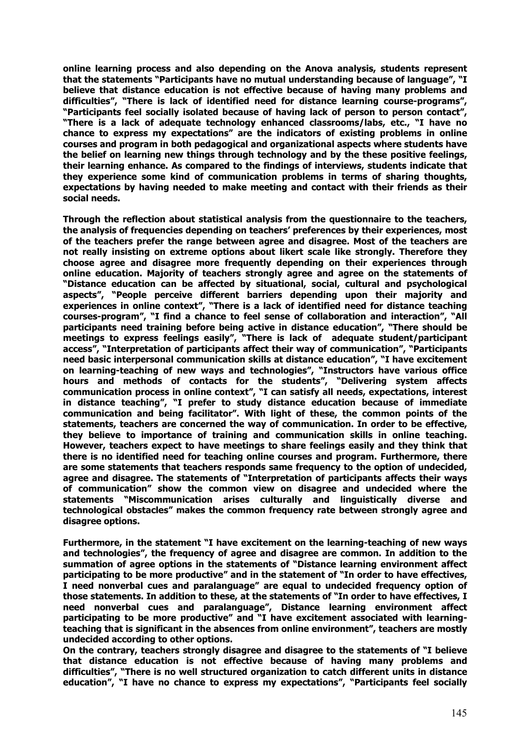**online learning process and also depending on the Anova analysis, students represent that the statements "Participants have no mutual understanding because of language", "I believe that distance education is not effective because of having many problems and difficulties", "There is lack of identified need for distance learning course-programs", "Participants feel socially isolated because of having lack of person to person contact", "There is a lack of adequate technology enhanced classrooms/labs, etc., "I have no chance to express my expectations" are the indicators of existing problems in online courses and program in both pedagogical and organizational aspects where students have the belief on learning new things through technology and by the these positive feelings, their learning enhance. As compared to the findings of interviews, students indicate that they experience some kind of communication problems in terms of sharing thoughts, expectations by having needed to make meeting and contact with their friends as their social needs.**

**Through the reflection about statistical analysis from the questionnaire to the teachers, the analysis of frequencies depending on teachers' preferences by their experiences, most of the teachers prefer the range between agree and disagree. Most of the teachers are not really insisting on extreme options about likert scale like strongly. Therefore they choose agree and disagree more frequently depending on their experiences through online education. Majority of teachers strongly agree and agree on the statements of "Distance education can be affected by situational, social, cultural and psychological aspects", "People perceive different barriers depending upon their majority and experiences in online context", "There is a lack of identified need for distance teaching courses-program", "I find a chance to feel sense of collaboration and interaction", "All participants need training before being active in distance education", "There should be meetings to express feelings easily", "There is lack of adequate student/participant access", "Interpretation of participants affect their way of communication", "Participants need basic interpersonal communication skills at distance education", "I have excitement on learning-teaching of new ways and technologies", "Instructors have various office hours and methods of contacts for the students", "Delivering system affects communication process in online context", "I can satisfy all needs, expectations, interest in distance teaching", "I prefer to study distance education because of immediate communication and being facilitator". With light of these, the common points of the statements, teachers are concerned the way of communication. In order to be effective, they believe to importance of training and communication skills in online teaching. However, teachers expect to have meetings to share feelings easily and they think that there is no identified need for teaching online courses and program. Furthermore, there are some statements that teachers responds same frequency to the option of undecided, agree and disagree. The statements of "Interpretation of participants affects their ways of communication" show the common view on disagree and undecided where the statements "Miscommunication arises culturally and linguistically diverse and technological obstacles" makes the common frequency rate between strongly agree and disagree options.**

**Furthermore, in the statement "I have excitement on the learning-teaching of new ways and technologies", the frequency of agree and disagree are common. In addition to the summation of agree options in the statements of "Distance learning environment affect participating to be more productive" and in the statement of "In order to have effectives, I need nonverbal cues and paralanguage" are equal to undecided frequency option of those statements. In addition to these, at the statements of "In order to have effectives, I need nonverbal cues and paralanguage", Distance learning environment affect participating to be more productive" and "I have excitement associated with learning-teaching that is significant in the absences from online environment", teachers are mostly undecided according to other options.**

**On the contrary, teachers strongly disagree and disagree to the statements of "I believe that distance education is not effective because of having many problems and difficulties", "There is no well structured organization to catch different units in distance education", "I have no chance to express my expectations", "Participants feel socially**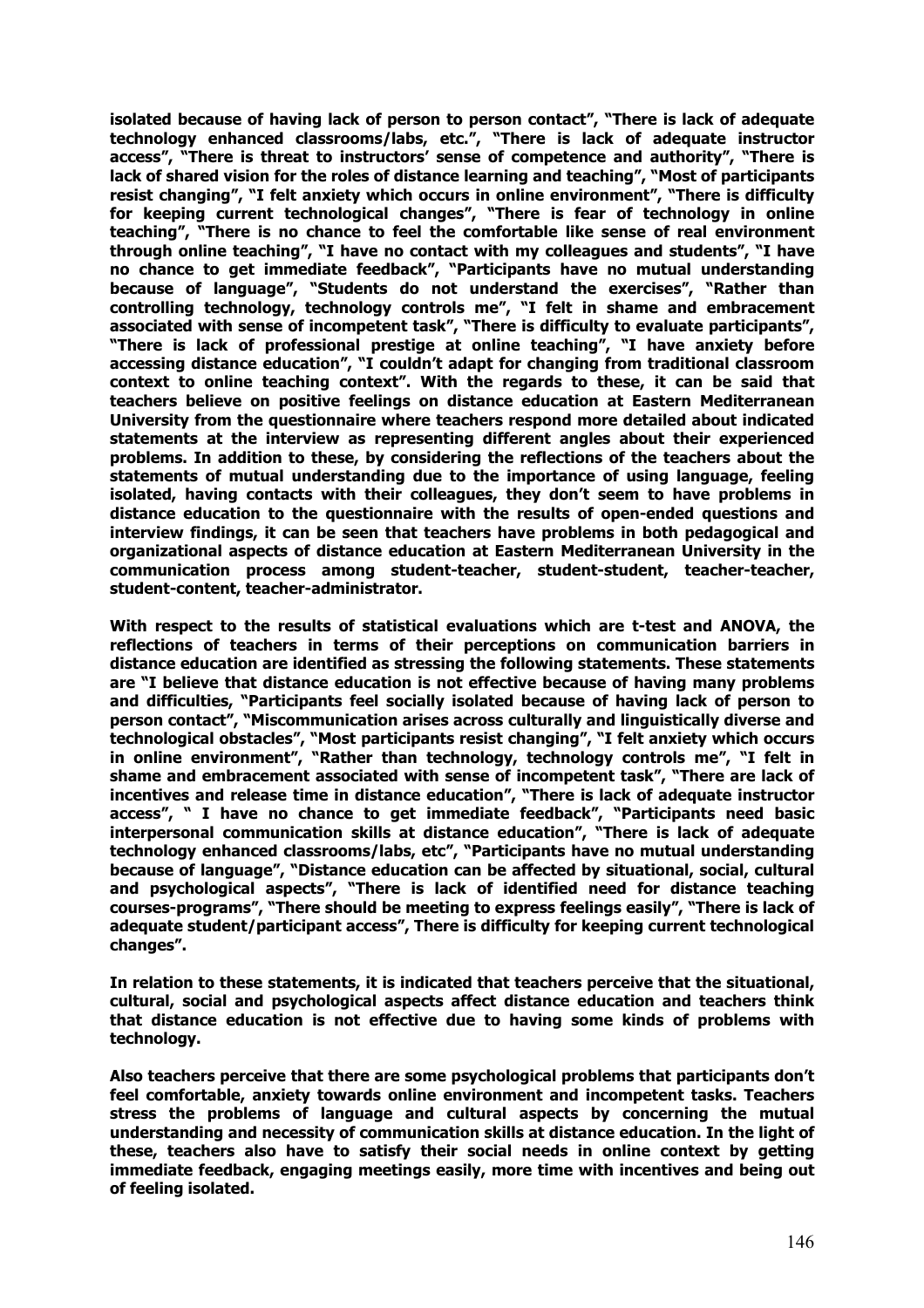**isolated because of having lack of person to person contact", "There is lack of adequate technology enhanced classrooms/labs, etc.", "There is lack of adequate instructor access", "There is threat to instructors' sense of competence and authority", "There is lack of shared vision for the roles of distance learning and teaching", "Most of participants resist changing", "I felt anxiety which occurs in online environment", "There is difficulty for keeping current technological changes", "There is fear of technology in online teaching", "There is no chance to feel the comfortable like sense of real environment through online teaching", "I have no contact with my colleagues and students", "I have no chance to get immediate feedback", "Participants have no mutual understanding because of language", "Students do not understand the exercises", "Rather than controlling technology, technology controls me", "I felt in shame and embracement associated with sense of incompetent task", "There is difficulty to evaluate participants", "There is lack of professional prestige at online teaching", "I have anxiety before accessing distance education", "I couldn't adapt for changing from traditional classroom context to online teaching context". With the regards to these, it can be said that teachers believe on positive feelings on distance education at Eastern Mediterranean University from the questionnaire where teachers respond more detailed about indicated statements at the interview as representing different angles about their experienced problems. In addition to these, by considering the reflections of the teachers about the statements of mutual understanding due to the importance of using language, feeling isolated, having contacts with their colleagues, they don't seem to have problems in distance education to the questionnaire with the results of open-ended questions and interview findings, it can be seen that teachers have problems in both pedagogical and organizational aspects of distance education at Eastern Mediterranean University in the communication process among student-teacher, student-student, teacher-teacher, student-content, teacher-administrator.**

**With respect to the results of statistical evaluations which are t-test and ANOVA, the reflections of teachers in terms of their perceptions on communication barriers in distance education are identified as stressing the following statements. These statements are "I believe that distance education is not effective because of having many problems and difficulties, "Participants feel socially isolated because of having lack of person to person contact", "Miscommunication arises across culturally and linguistically diverse and technological obstacles", "Most participants resist changing", "I felt anxiety which occurs in online environment", "Rather than technology, technology controls me", "I felt in shame and embracement associated with sense of incompetent task", "There are lack of incentives and release time in distance education", "There is lack of adequate instructor access", " I have no chance to get immediate feedback", "Participants need basic interpersonal communication skills at distance education", "There is lack of adequate technology enhanced classrooms/labs, etc", "Participants have no mutual understanding because of language", "Distance education can be affected by situational, social, cultural and psychological aspects", "There is lack of identified need for distance teaching courses-programs", "There should be meeting to express feelings easily", "There is lack of adequate student/participant access", There is difficulty for keeping current technological changes".**

**In relation to these statements, it is indicated that teachers perceive that the situational, cultural, social and psychological aspects affect distance education and teachers think that distance education is not effective due to having some kinds of problems with technology.**

**Also teachers perceive that there are some psychological problems that participants don't feel comfortable, anxiety towards online environment and incompetent tasks. Teachers stress the problems of language and cultural aspects by concerning the mutual understanding and necessity of communication skills at distance education. In the light of these, teachers also have to satisfy their social needs in online context by getting immediate feedback, engaging meetings easily, more time with incentives and being out of feeling isolated.**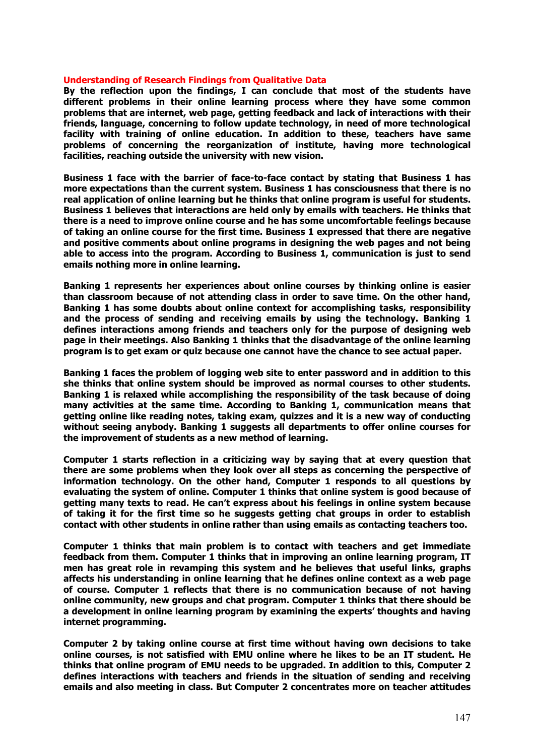### Understanding of Research Findings from Qualitative Data

**By the reflection upon the findings, I can conclude that most of the students have different problems in their online learning process where they have some common problems that are internet, web page, getting feedback and lack of interactions with their friends, language, concerning to follow update technology, in need of more technological facility with training of online education. In addition to these, teachers have same problems of concerning the reorganization of institute, having more technological facilities, reaching outside the university with new vision.**

**Business 1 face with the barrier of face-to-face contact by stating that Business 1 has more expectations than the current system. Business 1 has consciousness that there is no real application of online learning but he thinks that online program is useful for students. Business 1 believes that interactions are held only by emails with teachers. He thinks that there is a need to improve online course and he has some uncomfortable feelings because of taking an online course for the first time. Business 1 expressed that there are negative and positive comments about online programs in designing the web pages and not being able to access into the program. According to Business 1, communication is just to send emails nothing more in online learning.**

**Banking 1 represents her experiences about online courses by thinking online is easier than classroom because of not attending class in order to save time. On the other hand, Banking 1 has some doubts about online context for accomplishing tasks, responsibility and the process of sending and receiving emails by using the technology. Banking 1 defines interactions among friends and teachers only for the purpose of designing web page in their meetings. Also Banking 1 thinks that the disadvantage of the online learning program is to get exam or quiz because one cannot have the chance to see actual paper.**

**Banking 1 faces the problem of logging web site to enter password and in addition to this she thinks that online system should be improved as normal courses to other students. Banking 1 is relaxed while accomplishing the responsibility of the task because of doing many activities at the same time. According to Banking 1, communication means that getting online like reading notes, taking exam, quizzes and it is a new way of conducting without seeing anybody. Banking 1 suggests all departments to offer online courses for the improvement of students as a new method of learning.**

**Computer 1 starts reflection in a criticizing way by saying that at every question that there are some problems when they look over all steps as concerning the perspective of information technology. On the other hand, Computer 1 responds to all questions by evaluating the system of online. Computer 1 thinks that online system is good because of getting many texts to read. He can't express about his feelings in online system because of taking it for the first time so he suggests getting chat groups in order to establish contact with other students in online rather than using emails as contacting teachers too.**

**Computer 1 thinks that main problem is to contact with teachers and get immediate feedback from them. Computer 1 thinks that in improving an online learning program, IT men has great role in revamping this system and he believes that useful links, graphs affects his understanding in online learning that he defines online context as a web page of course. Computer 1 reflects that there is no communication because of not having online community, new groups and chat program. Computer 1 thinks that there should be a development in online learning program by examining the experts' thoughts and having internet programming.**

**Computer 2 by taking online course at first time without having own decisions to take online courses, is not satisfied with EMU online where he likes to be an IT student. He thinks that online program of EMU needs to be upgraded. In addition to this, Computer 2 defines interactions with teachers and friends in the situation of sending and receiving emails and also meeting in class. But Computer 2 concentrates more on teacher attitudes**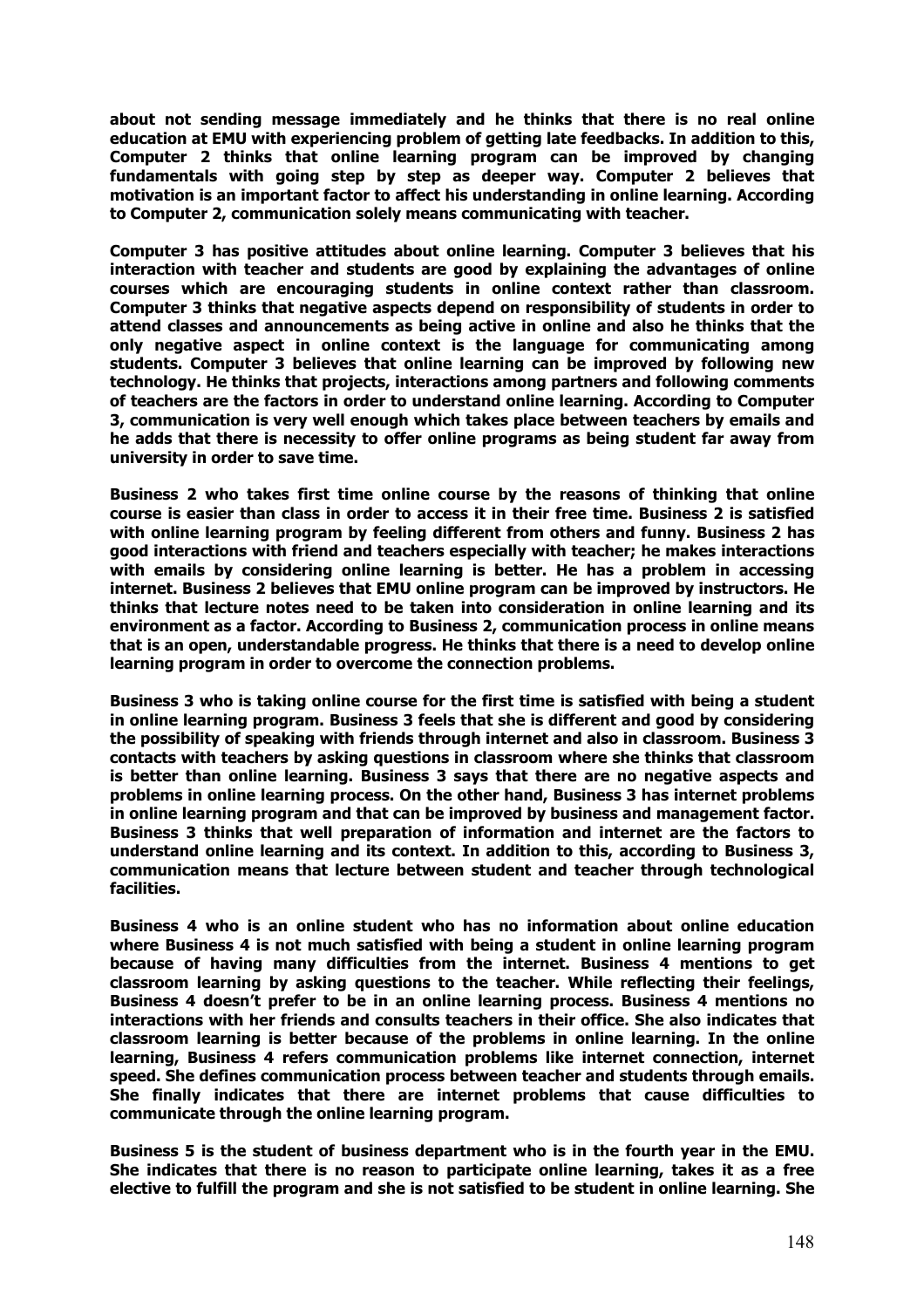**about not sending message immediately and he thinks that there is no real online education at EMU with experiencing problem of getting late feedbacks. In addition to this, Computer 2 thinks that online learning program can be improved by changing fundamentals with going step by step as deeper way. Computer 2 believes that motivation is an important factor to affect his understanding in online learning. According to Computer 2, communication solely means communicating with teacher.**

**Computer 3 has positive attitudes about online learning. Computer 3 believes that his interaction with teacher and students are good by explaining the advantages of online courses which are encouraging students in online context rather than classroom. Computer 3 thinks that negative aspects depend on responsibility of students in order to attend classes and announcements as being active in online and also he thinks that the only negative aspect in online context is the language for communicating among students. Computer 3 believes that online learning can be improved by following new technology. He thinks that projects, interactions among partners and following comments of teachers are the factors in order to understand online learning. According to Computer 3, communication is very well enough which takes place between teachers by emails and he adds that there is necessity to offer online programs as being student far away from university in order to save time.**

**Business 2 who takes first time online course by the reasons of thinking that online course is easier than class in order to access it in their free time. Business 2 is satisfied with online learning program by feeling different from others and funny. Business 2 has good interactions with friend and teachers especially with teacher; he makes interactions with emails by considering online learning is better. He has a problem in accessing internet. Business 2 believes that EMU online program can be improved by instructors. He thinks that lecture notes need to be taken into consideration in online learning and its environment as a factor. According to Business 2, communication process in online means that is an open, understandable progress. He thinks that there is a need to develop online learning program in order to overcome the connection problems.**

**Business 3 who is taking online course for the first time is satisfied with being a student in online learning program. Business 3 feels that she is different and good by considering the possibility of speaking with friends through internet and also in classroom. Business 3 contacts with teachers by asking questions in classroom where she thinks that classroom is better than online learning. Business 3 says that there are no negative aspects and problems in online learning process. On the other hand, Business 3 has internet problems in online learning program and that can be improved by business and management factor. Business 3 thinks that well preparation of information and internet are the factors to understand online learning and its context. In addition to this, according to Business 3, communication means that lecture between student and teacher through technological facilities.**

**Business 4 who is an online student who has no information about online education where Business 4 is not much satisfied with being a student in online learning program because of having many difficulties from the internet. Business 4 mentions to get classroom learning by asking questions to the teacher. While reflecting their feelings, Business 4 doesn't prefer to be in an online learning process. Business 4 mentions no interactions with her friends and consults teachers in their office. She also indicates that classroom learning is better because of the problems in online learning. In the online learning, Business 4 refers communication problems like internet connection, internet speed. She defines communication process between teacher and students through emails. She finally indicates that there are internet problems that cause difficulties to communicate through the online learning program.**

**Business 5 is the student of business department who is in the fourth year in the EMU. She indicates that there is no reason to participate online learning, takes it as a free elective to fulfill the program and she is not satisfied to be student in online learning. She**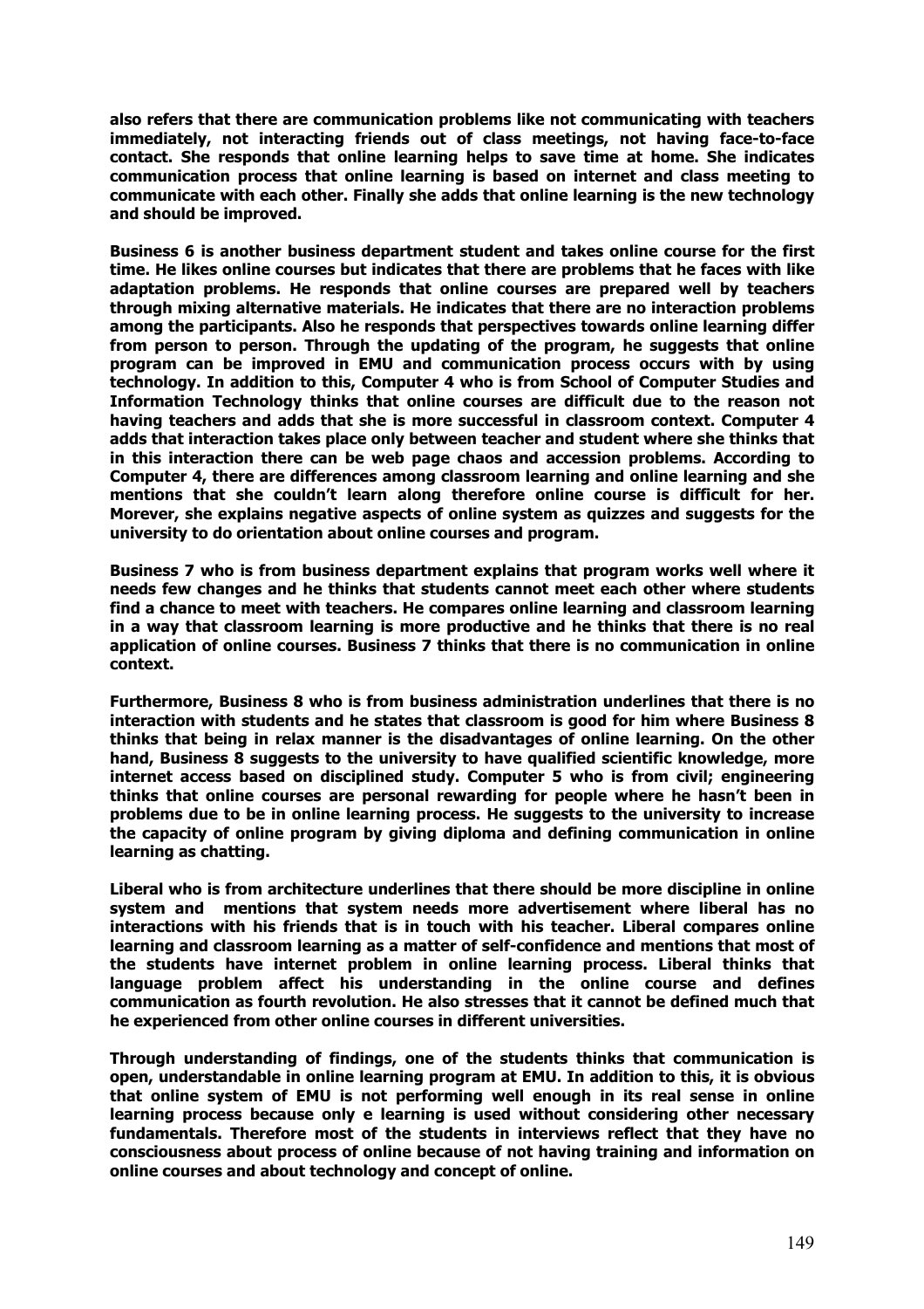**also refers that there are communication problems like not communicating with teachers immediately, not interacting friends out of class meetings, not having face-to-face contact. She responds that online learning helps to save time at home. She indicates communication process that online learning is based on internet and class meeting to communicate with each other. Finally she adds that online learning is the new technology and should be improved.**

**Business 6 is another business department student and takes online course for the first time. He likes online courses but indicates that there are problems that he faces with like adaptation problems. He responds that online courses are prepared well by teachers through mixing alternative materials. He indicates that there are no interaction problems among the participants. Also he responds that perspectives towards online learning differ from person to person. Through the updating of the program, he suggests that online program can be improved in EMU and communication process occurs with by using technology. In addition to this, Computer 4 who is from School of Computer Studies and Information Technology thinks that online courses are difficult due to the reason not having teachers and adds that she is more successful in classroom context. Computer 4 adds that interaction takes place only between teacher and student where she thinks that in this interaction there can be web page chaos and accession problems. According to Computer 4, there are differences among classroom learning and online learning and she mentions that she couldn't learn along therefore online course is difficult for her. Morever, she explains negative aspects of online system as quizzes and suggests for the university to do orientation about online courses and program.**

**Business 7 who is from business department explains that program works well where it needs few changes and he thinks that students cannot meet each other where students find a chance to meet with teachers. He compares online learning and classroom learning in a way that classroom learning is more productive and he thinks that there is no real application of online courses. Business 7 thinks that there is no communication in online context.**

**Furthermore, Business 8 who is from business administration underlines that there is no interaction with students and he states that classroom is good for him where Business 8 thinks that being in relax manner is the disadvantages of online learning. On the other hand, Business 8 suggests to the university to have qualified scientific knowledge, more internet access based on disciplined study. Computer 5 who is from civil; engineering thinks that online courses are personal rewarding for people where he hasn't been in problems due to be in online learning process. He suggests to the university to increase the capacity of online program by giving diploma and defining communication in online learning as chatting.**

**Liberal who is from architecture underlines that there should be more discipline in online system and mentions that system needs more advertisement where liberal has no interactions with his friends that is in touch with his teacher. Liberal compares online learning and classroom learning as a matter of self-confidence and mentions that most of the students have internet problem in online learning process. Liberal thinks that language problem affect his understanding in the online course and defines communication as fourth revolution. He also stresses that it cannot be defined much that he experienced from other online courses in different universities.**

**Through understanding of findings, one of the students thinks that communication is open, understandable in online learning program at EMU. In addition to this, it is obvious that online system of EMU is not performing well enough in its real sense in online learning process because only e learning is used without considering other necessary fundamentals. Therefore most of the students in interviews reflect that they have no consciousness about process of online because of not having training and information on online courses and about technology and concept of online.**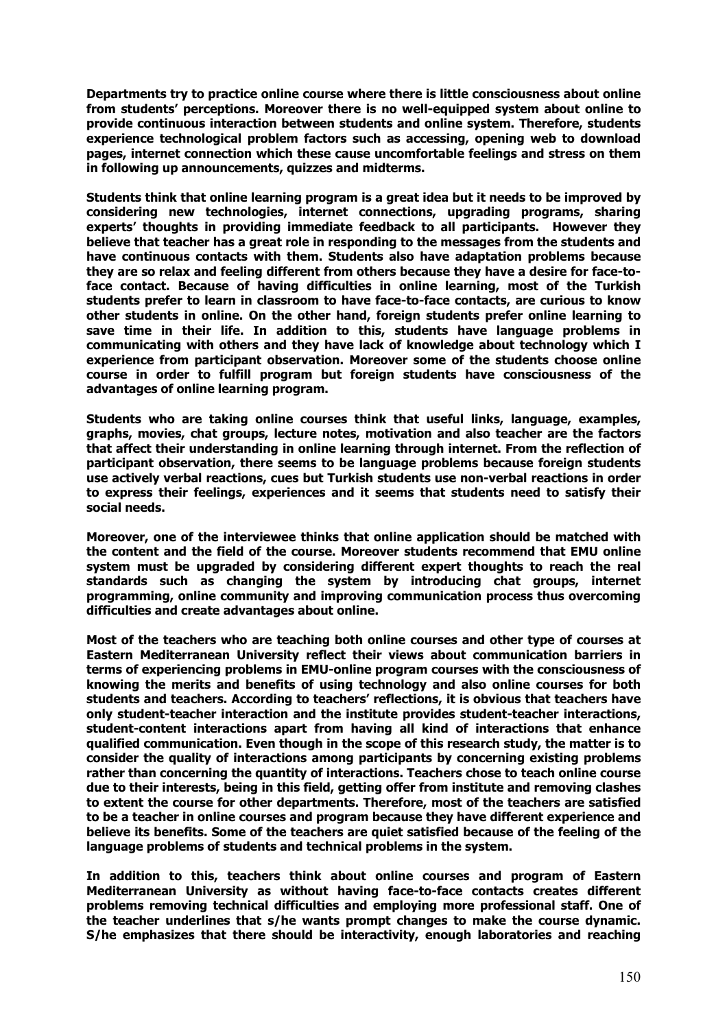**Departments try to practice online course where there is little consciousness about online from students' perceptions. Moreover there is no well-equipped system about online to provide continuous interaction between students and online system. Therefore, students experience technological problem factors such as accessing, opening web to download pages, internet connection which these cause uncomfortable feelings and stress on them in following up announcements, quizzes and midterms.**

**Students think that online learning program is a great idea but it needs to be improved by considering new technologies, internet connections, upgrading programs, sharing experts' thoughts in providing immediate feedback to all participants. However they believe that teacher has a great role in responding to the messages from the students and have continuous contacts with them. Students also have adaptation problems because they are so relax and feeling different from others because they have a desire for face-to-face contact. Because of having difficulties in online learning, most of the Turkish students prefer to learn in classroom to have face-to-face contacts, are curious to know other students in online. On the other hand, foreign students prefer online learning to save time in their life. In addition to this, students have language problems in communicating with others and they have lack of knowledge about technology which I experience from participant observation. Moreover some of the students choose online course in order to fulfill program but foreign students have consciousness of the advantages of online learning program.**

**Students who are taking online courses think that useful links, language, examples, graphs, movies, chat groups, lecture notes, motivation and also teacher are the factors that affect their understanding in online learning through internet. From the reflection of participant observation, there seems to be language problems because foreign students use actively verbal reactions, cues but Turkish students use non-verbal reactions in order to express their feelings, experiences and it seems that students need to satisfy their social needs.**

**Moreover, one of the interviewee thinks that online application should be matched with the content and the field of the course. Moreover students recommend that EMU online system must be upgraded by considering different expert thoughts to reach the real standards such as changing the system by introducing chat groups, internet programming, online community and improving communication process thus overcoming difficulties and create advantages about online.**

**Most of the teachers who are teaching both online courses and other type of courses at Eastern Mediterranean University reflect their views about communication barriers in terms of experiencing problems in EMU-online program courses with the consciousness of knowing the merits and benefits of using technology and also online courses for both students and teachers. According to teachers' reflections, it is obvious that teachers have only student-teacher interaction and the institute provides student-teacher interactions, student-content interactions apart from having all kind of interactions that enhance qualified communication. Even though in the scope of this research study, the matter is to consider the quality of interactions among participants by concerning existing problems rather than concerning the quantity of interactions. Teachers chose to teach online course due to their interests, being in this field, getting offer from institute and removing clashes to extent the course for other departments. Therefore, most of the teachers are satisfied to be a teacher in online courses and program because they have different experience and believe its benefits. Some of the teachers are quiet satisfied because of the feeling of the language problems of students and technical problems in the system.**

**In addition to this, teachers think about online courses and program of Eastern Mediterranean University as without having face-to-face contacts creates different problems removing technical difficulties and employing more professional staff. One of the teacher underlines that s/he wants prompt changes to make the course dynamic. S/he emphasizes that there should be interactivity, enough laboratories and reaching**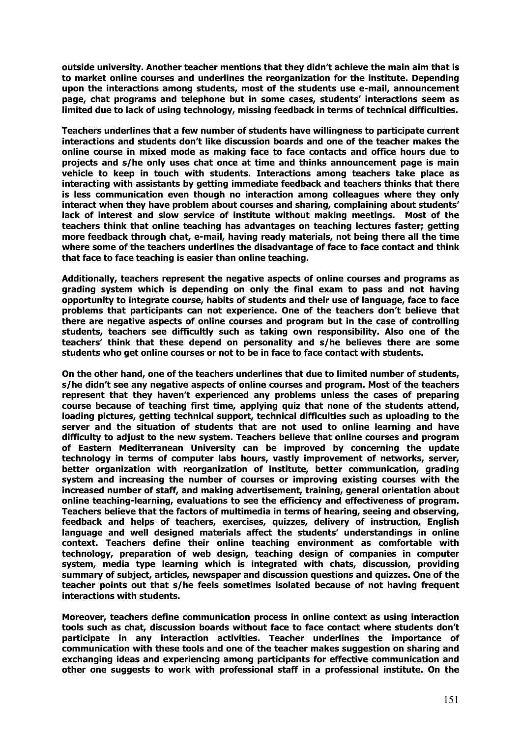**outside university. Another teacher mentions that they didn't achieve the main aim that is to market online courses and underlines the reorganization for the institute. Depending upon the interactions among students, most of the students use e-mail, announcement page, chat programs and telephone but in some cases, students' interactions seem as limited due to lack of using technology, missing feedback in terms of technical difficulties.**

**Teachers underlines that a few number of students have willingness to participate current interactions and students don't like discussion boards and one of the teacher makes the online course in mixed mode as making face to face contacts and office hours due to projects and s/he only uses chat once at time and thinks announcement page is main vehicle to keep in touch with students. Interactions among teachers take place as interacting with assistants by getting immediate feedback and teachers thinks that there is less communication even though no interaction among colleagues where they only interact when they have problem about courses and sharing, complaining about students' lack of interest and slow service of institute without making meetings. Most of the teachers think that online teaching has advantages on teaching lectures faster; getting more feedback through chat, e-mail, having ready materials, not being there all the time where some of the teachers underlines the disadvantage of face to face contact and think that face to face teaching is easier than online teaching.**

**Additionally, teachers represent the negative aspects of online courses and programs as grading system which is depending on only the final exam to pass and not having opportunity to integrate course, habits of students and their use of language, face to face problems that participants can not experience. One of the teachers don't believe that there are negative aspects of online courses and program but in the case of controlling students, teachers see difficultly such as taking own responsibility. Also one of the teachers' think that these depend on personality and s/he believes there are some students who get online courses or not to be in face to face contact with students.**

**On the other hand, one of the teachers underlines that due to limited number of students, s/he didn't see any negative aspects of online courses and program. Most of the teachers represent that they haven't experienced any problems unless the cases of preparing course because of teaching first time, applying quiz that none of the students attend, loading pictures, getting technical support, technical difficulties such as uploading to the server and the situation of students that are not used to online learning and have difficulty to adjust to the new system. Teachers believe that online courses and program of Eastern Mediterranean University can be improved by concerning the update technology in terms of computer labs hours, vastly improvement of networks, server, better organization with reorganization of institute, better communication, grading system and increasing the number of courses or improving existing courses with the increased number of staff, and making advertisement, training, general orientation about online teaching-learning, evaluations to see the efficiency and effectiveness of program. Teachers believe that the factors of multimedia in terms of hearing, seeing and observing, feedback and helps of teachers, exercises, quizzes, delivery of instruction, English language and well designed materials affect the students' understandings in online context. Teachers define their online teaching environment as comfortable with technology, preparation of web design, teaching design of companies in computer system, media type learning which is integrated with chats, discussion, providing summary of subject, articles, newspaper and discussion questions and quizzes. One of the teacher points out that s/he feels sometimes isolated because of not having frequent interactions with students.**

**Moreover, teachers define communication process in online context as using interaction tools such as chat, discussion boards without face to face contact where students don't participate in any interaction activities. Teacher underlines the importance of communication with these tools and one of the teacher makes suggestion on sharing and exchanging ideas and experiencing among participants for effective communication and other one suggests to work with professional staff in a professional institute. On the**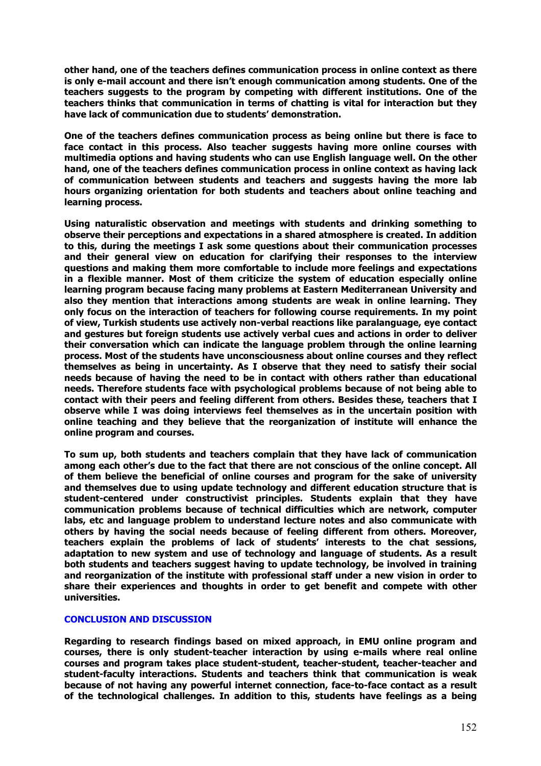**other hand, one of the teachers defines communication process in online context as there is only e-mail account and there isn't enough communication among students. One of the teachers suggests to the program by competing with different institutions. One of the teachers thinks that communication in terms of chatting is vital for interaction but they have lack of communication due to students' demonstration.**

**One of the teachers defines communication process as being online but there is face to face contact in this process. Also teacher suggests having more online courses with multimedia options and having students who can use English language well. On the other hand, one of the teachers defines communication process in online context as having lack of communication between students and teachers and suggests having the more lab hours organizing orientation for both students and teachers about online teaching and learning process.**

**Using naturalistic observation and meetings with students and drinking something to observe their perceptions and expectations in a shared atmosphere is created. In addition to this, during the meetings I ask some questions about their communication processes and their general view on education for clarifying their responses to the interview questions and making them more comfortable to include more feelings and expectations in a flexible manner. Most of them criticize the system of education especially online learning program because facing many problems at Eastern Mediterranean University and also they mention that interactions among students are weak in online learning. They only focus on the interaction of teachers for following course requirements. In my point of view, Turkish students use actively non-verbal reactions like paralanguage, eye contact and gestures but foreign students use actively verbal cues and actions in order to deliver their conversation which can indicate the language problem through the online learning process. Most of the students have unconsciousness about online courses and they reflect themselves as being in uncertainty. As I observe that they need to satisfy their social needs because of having the need to be in contact with others rather than educational needs. Therefore students face with psychological problems because of not being able to contact with their peers and feeling different from others. Besides these, teachers that I observe while I was doing interviews feel themselves as in the uncertain position with online teaching and they believe that the reorganization of institute will enhance the online program and courses.**

**To sum up, both students and teachers complain that they have lack of communication among each other's due to the fact that there are not conscious of the online concept. All of them believe the beneficial of online courses and program for the sake of university and themselves due to using update technology and different education structure that is student-centered under constructivist principles. Students explain that they have communication problems because of technical difficulties which are network, computer labs, etc and language problem to understand lecture notes and also communicate with others by having the social needs because of feeling different from others. Moreover, teachers explain the problems of lack of students' interests to the chat sessions, adaptation to new system and use of technology and language of students. As a result both students and teachers suggest having to update technology, be involved in training and reorganization of the institute with professional staff under a new vision in order to share their experiences and thoughts in order to get benefit and compete with other universities.**

## CONCLUSION AND DISCUSSION

**Regarding to research findings based on mixed approach, in EMU online program and courses, there is only student-teacher interaction by using e-mails where real online courses and program takes place student-student, teacher-student, teacher-teacher and student-faculty interactions. Students and teachers think that communication is weak because of not having any powerful internet connection, face-to-face contact as a result of the technological challenges. In addition to this, students have feelings as a being**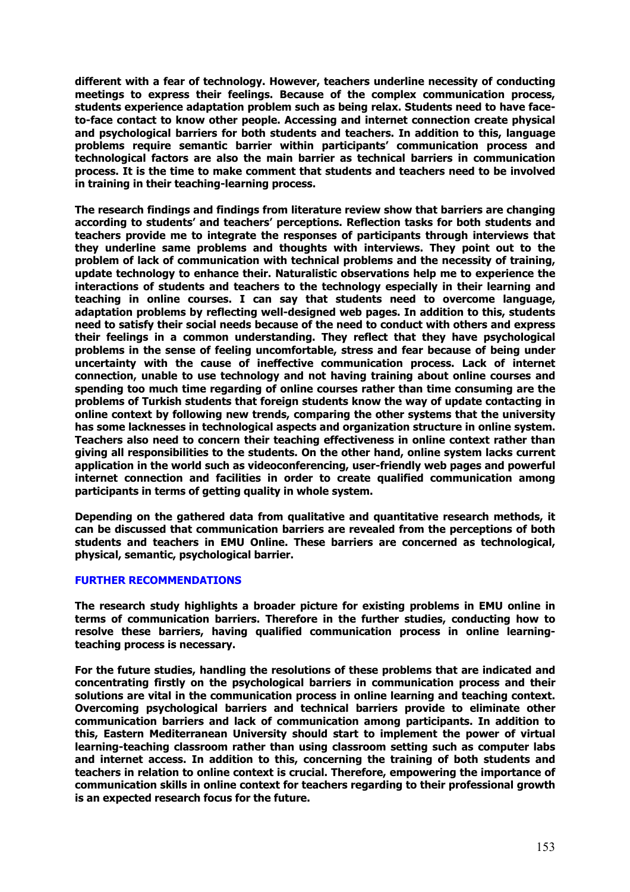**different with a fear of technology. However, teachers underline necessity of conducting meetings to express their feelings. Because of the complex communication process, students experience adaptation problem such as being relax. Students need to have face-to-face contact to know other people. Accessing and internet connection create physical and psychological barriers for both students and teachers. In addition to this, language problems require semantic barrier within participants' communication process and technological factors are also the main barrier as technical barriers in communication process. It is the time to make comment that students and teachers need to be involved in training in their teaching-learning process.**

**The research findings and findings from literature review show that barriers are changing according to students' and teachers' perceptions. Reflection tasks for both students and teachers provide me to integrate the responses of participants through interviews that they underline same problems and thoughts with interviews. They point out to the problem of lack of communication with technical problems and the necessity of training, update technology to enhance their. Naturalistic observations help me to experience the interactions of students and teachers to the technology especially in their learning and teaching in online courses. I can say that students need to overcome language, adaptation problems by reflecting well-designed web pages. In addition to this, students need to satisfy their social needs because of the need to conduct with others and express their feelings in a common understanding. They reflect that they have psychological problems in the sense of feeling uncomfortable, stress and fear because of being under uncertainty with the cause of ineffective communication process. Lack of internet connection, unable to use technology and not having training about online courses and spending too much time regarding of online courses rather than time consuming are the problems of Turkish students that foreign students know the way of update contacting in online context by following new trends, comparing the other systems that the university has some lacknesses in technological aspects and organization structure in online system. Teachers also need to concern their teaching effectiveness in online context rather than giving all responsibilities to the students. On the other hand, online system lacks current application in the world such as videoconferencing, user-friendly web pages and powerful internet connection and facilities in order to create qualified communication among participants in terms of getting quality in whole system.**

**Depending on the gathered data from qualitative and quantitative research methods, it can be discussed that communication barriers are revealed from the perceptions of both students and teachers in EMU Online. These barriers are concerned as technological, physical, semantic, psychological barrier.**

## FURTHER RECOMMENDATIONS

**The research study highlights a broader picture for existing problems in EMU online in terms of communication barriers. Therefore in the further studies, conducting how to resolve these barriers, having qualified communication process in online learning-teaching process is necessary.**

**For the future studies, handling the resolutions of these problems that are indicated and concentrating firstly on the psychological barriers in communication process and their solutions are vital in the communication process in online learning and teaching context. Overcoming psychological barriers and technical barriers provide to eliminate other communication barriers and lack of communication among participants. In addition to this, Eastern Mediterranean University should start to implement the power of virtual learning-teaching classroom rather than using classroom setting such as computer labs and internet access. In addition to this, concerning the training of both students and teachers in relation to online context is crucial. Therefore, empowering the importance of communication skills in online context for teachers regarding to their professional growth is an expected research focus for the future.**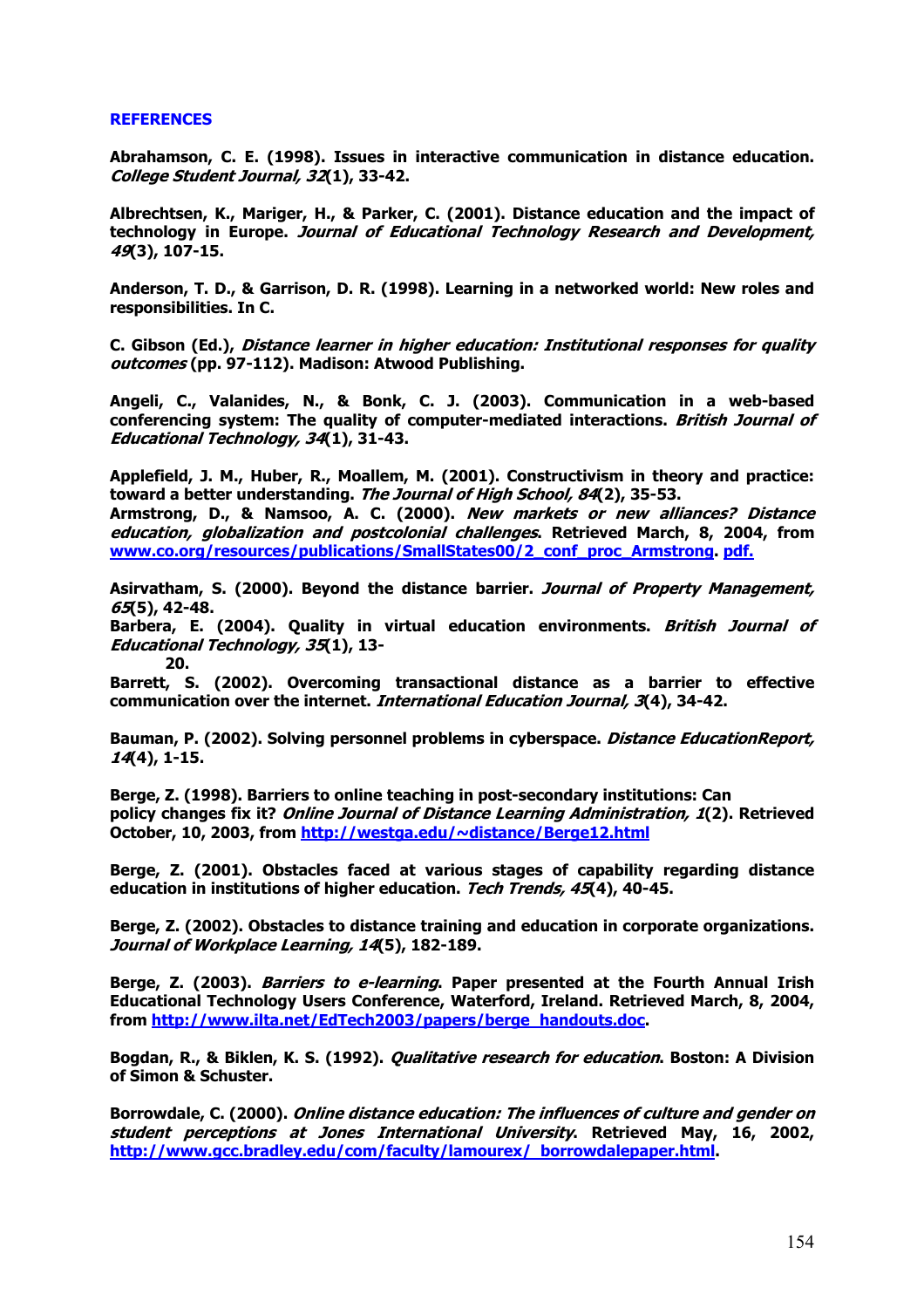## REFERENCES

Abrahamson, C. E. (1998). Issues in interactive communication in distance education. *College Student Journal, 32*(1), 33-42.

Albrechtsen, K., Mariger, H., & Parker, C. (2001). Distance education and the impact of technology in Europe. *Journal of Educational Technology Research and Development, 49*(3), 107-15.

Anderson, T. D., & Garrison, D. R. (1998). Learning in a networked world: New roles and responsibilities. In C.

C. Gibson (Ed.), *Distance learner in higher education: Institutional responses for quality outcomes* (pp. 97-112). Madison: Atwood Publishing.

Angeli, C., Valanides, N., & Bonk, C. J. (2003). Communication in a web-based conferencing system: The quality of computer-mediated interactions. *British Journal of Educational Technology, 34*(1), 31-43.

Applefield, J. M., Huber, R., Moallem, M. (2001). Constructivism in theory and practice: toward a better understanding. *The Journal of High School, 84*(2), 35-53.

Armstrong, D., & Namsoo, A. C. (2000). *New markets or new alliances? Distance education, globalization and postcolonial challenges*. Retrieved March, 8, 2004, from www.co.org/resources/publications/SmallStates00/2_conf_proc_Armstrong. pdf.

Asirvatham, S. (2000). Beyond the distance barrier. *Journal of Property Management, 65*(5), 42-48.

Barbera, E. (2004). Quality in virtual education environments. *British Journal of Educational Technology, 35*(1), 13-20.

Barrett, S. (2002). Overcoming transactional distance as a barrier to effective communication over the internet. *International Education Journal, 3*(4), 34-42.

Bauman, P. (2002). Solving personnel problems in cyberspace. *Distance EducationReport, 14*(4), 1-15.

Berge, Z. (1998). Barriers to online teaching in post-secondary institutions: Can policy changes fix it? *Online Journal of Distance Learning Administration, 1*(2). Retrieved October, 10, 2003, from http://westga.edu/~distance/Berge12.html

Berge, Z. (2001). Obstacles faced at various stages of capability regarding distance education in institutions of higher education. *Tech Trends, 45*(4), 40-45.

Berge, Z. (2002). Obstacles to distance training and education in corporate organizations. *Journal of Workplace Learning, 14*(5), 182-189.

Berge, Z. (2003). *Barriers to e-learning*. Paper presented at the Fourth Annual Irish Educational Technology Users Conference, Waterford, Ireland. Retrieved March, 8, 2004, from http://www.ilta.net/EdTech2003/papers/berge_handouts.doc.

Bogdan, R., & Biklen, K. S. (1992). *Qualitative research for education*. Boston: A Division of Simon & Schuster.

Borrowdale, C. (2000). *Online distance education: The influences of culture and gender on student perceptions at Jones International University*. Retrieved May, 16, 2002, http://www.gcc.bradley.edu/com/faculty/lamourex/_borrowdalepaper.html.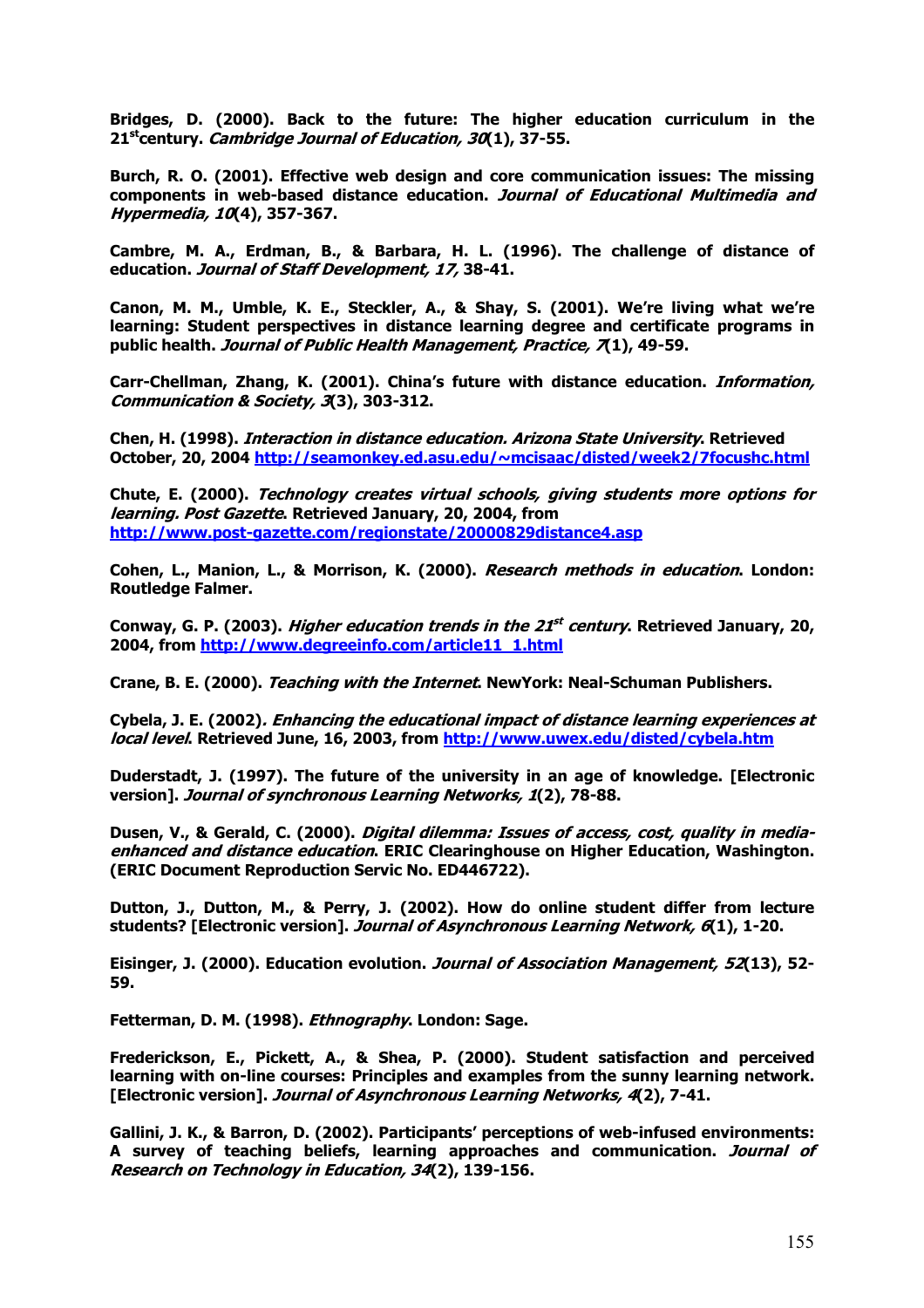**Bridges, D. (2000). Back to the future: The higher education curriculum in the 21st century. *Cambridge Journal of Education, 30*(1), 37-55.**

**Burch, R. O. (2001). Effective web design and core communication issues: The missing components in web-based distance education. *Journal of Educational Multimedia and Hypermedia, 10*(4), 357-367.**

**Cambre, M. A., Erdman, B., & Barbara, H. L. (1996). The challenge of distance of education. *Journal of Staff Development, 17,* 38-41.**

**Canon, M. M., Umble, K. E., Steckler, A., & Shay, S. (2001). We're living what we're learning: Student perspectives in distance learning degree and certificate programs in public health. *Journal of Public Health Management, Practice, 7*(1), 49-59.**

**Carr-Chellman, Zhang, K. (2001). China's future with distance education. *Information, Communication & Society, 3*(3), 303-312.**

**Chen, H. (1998). *Interaction in distance education. Arizona State University*. Retrieved October, 20, 2004 http://seamonkey.ed.asu.edu/~mcisaac/disted/week2/7focushc.html**

**Chute, E. (2000). *Technology creates virtual schools, giving students more options for learning. Post Gazette*. Retrieved January, 20, 2004, from http://www.post-gazette.com/regionstate/20000829distance4.asp**

**Cohen, L., Manion, L., & Morrison, K. (2000). *Research methods in education*. London: Routledge Falmer.**

**Conway, G. P. (2003). *Higher education trends in the 21st century*. Retrieved January, 20, 2004, from http://www.degreeinfo.com/article11_1.html**

**Crane, B. E. (2000). *Teaching with the Internet*. NewYork: Neal-Schuman Publishers.**

**Cybela, J. E. (2002)*. Enhancing the educational impact of distance learning experiences at local level*. Retrieved June, 16, 2003, from http://www.uwex.edu/disted/cybela.htm**

**Duderstadt, J. (1997). The future of the university in an age of knowledge. [Electronic version]. *Journal of synchronous Learning Networks, 1*(2), 78-88.**

**Dusen, V., & Gerald, C. (2000). *Digital dilemma: Issues of access, cost, quality in media-enhanced and distance education*. ERIC Clearinghouse on Higher Education, Washington. (ERIC Document Reproduction Servic No. ED446722).**

**Dutton, J., Dutton, M., & Perry, J. (2002). How do online student differ from lecture students? [Electronic version]. *Journal of Asynchronous Learning Network, 6*(1), 1-20.**

**Eisinger, J. (2000). Education evolution. *Journal of Association Management, 52*(13), 52-59.**

**Fetterman, D. M. (1998). *Ethnography*. London: Sage.**

**Frederickson, E., Pickett, A., & Shea, P. (2000). Student satisfaction and perceived learning with on-line courses: Principles and examples from the sunny learning network. [Electronic version]. *Journal of Asynchronous Learning Networks, 4*(2), 7-41.**

**Gallini, J. K., & Barron, D. (2002). Participants' perceptions of web-infused environments: A survey of teaching beliefs, learning approaches and communication. *Journal of Research on Technology in Education, 34*(2), 139-156.**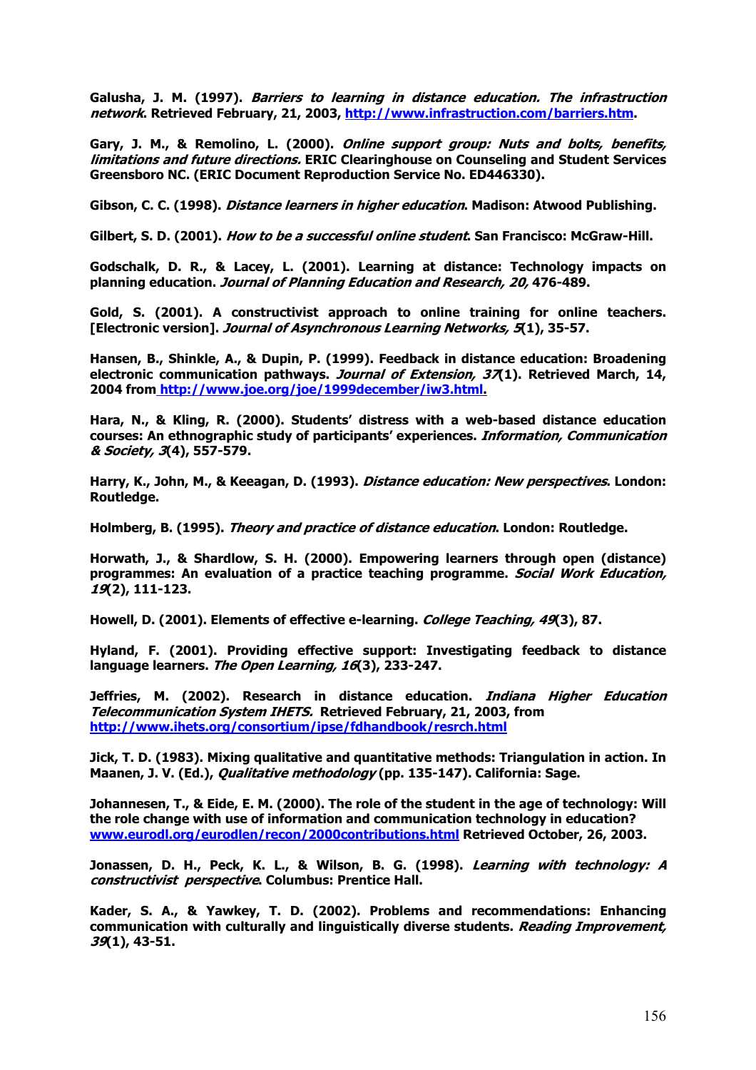**Galusha, J. M. (1997). *Barriers to learning in distance education. The infrastructure network*. Retrieved February, 21, 2003, http://www.infrastruction.com/barriers.htm.**

**Gary, J. M., & Remolino, L. (2000). *Online support group: Nuts and bolts, benefits, limitations and future directions.* ERIC Clearinghouse on Counseling and Student Services Greensboro NC. (ERIC Document Reproduction Service No. ED446330).**

**Gibson, C. C. (1998). *Distance learners in higher education*. Madison: Atwood Publishing.**

**Gilbert, S. D. (2001). *How to be a successful online student*. San Francisco: McGraw-Hill.**

**Godschalk, D. R., & Lacey, L. (2001). Learning at distance: Technology impacts on planning education. *Journal of Planning Education and Research, 20,* 476-489.**

**Gold, S. (2001). A constructivist approach to online training for online teachers. [Electronic version]. *Journal of Asynchronous Learning Networks, 5*(1), 35-57.**

**Hansen, B., Shinkle, A., & Dupin, P. (1999). Feedback in distance education: Broadening electronic communication pathways. *Journal of Extension, 37*(1). Retrieved March, 14, 2004 from http://www.joe.org/joe/1999december/iw3.html.**

**Hara, N., & Kling, R. (2000). Students' distress with a web-based distance education courses: An ethnographic study of participants' experiences. *Information, Communication & Society, 3*(4), 557-579.**

**Harry, K., John, M., & Keeagan, D. (1993). *Distance education: New perspectives*. London: Routledge.**

**Holmberg, B. (1995). *Theory and practice of distance education*. London: Routledge.**

**Horwath, J., & Shardlow, S. H. (2000). Empowering learners through open (distance) programmes: An evaluation of a practice teaching programme. *Social Work Education, 19*(2), 111-123.**

**Howell, D. (2001). Elements of effective e-learning. *College Teaching, 49*(3), 87.**

**Hyland, F. (2001). Providing effective support: Investigating feedback to distance language learners. *The Open Learning, 16*(3), 233-247.**

**Jeffries, M. (2002). Research in distance education. *Indiana Higher Education Telecommunication System IHETS.* Retrieved February, 21, 2003, from http://www.ihets.org/consortium/ipse/fdhandbook/resrch.html**

**Jick, T. D. (1983). Mixing qualitative and quantitative methods: Triangulation in action. In Maanen, J. V. (Ed.), *Qualitative methodology* (pp. 135-147). California: Sage.**

**Johannesen, T., & Eide, E. M. (2000). The role of the student in the age of technology: Will the role change with use of information and communication technology in education? www.eurodl.org/eurodlen/recon/2000contributions.html Retrieved October, 26, 2003.**

**Jonassen, D. H., Peck, K. L., & Wilson, B. G. (1998). *Learning with technology: A constructivist perspective*. Columbus: Prentice Hall.**

**Kader, S. A., & Yawkey, T. D. (2002). Problems and recommendations: Enhancing communication with culturally and linguistically diverse students. *Reading Improvement, 39*(1), 43-51.**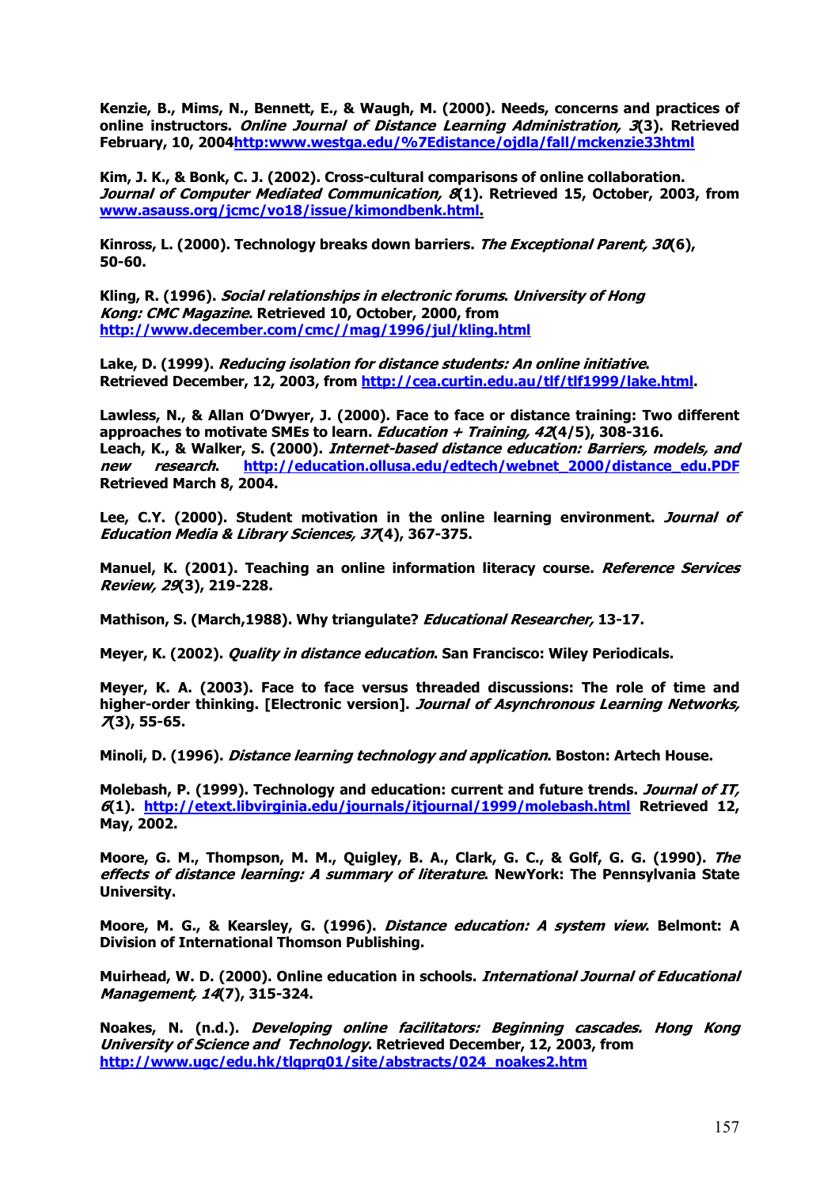**Kenzie, B., Mims, N., Bennett, E., & Waugh, M. (2000). Needs, concerns and practices of online instructors. *Online Journal of Distance Learning Administration, 3*(3). Retrieved February, 10, 2004http:www.westga.edu/%7Edistance/ojdla/fall/mckenzie33html**

**Kim, J. K., & Bonk, C. J. (2002). Cross-cultural comparisons of online collaboration. *Journal of Computer Mediated Communication, 8*(1). Retrieved 15, October, 2003, from www.asauss.org/jcmc/vo18/issue/kimondbenk.html.**

**Kinross, L. (2000). Technology breaks down barriers. *The Exceptional Parent, 30*(6), 50-60.**

**Kling, R. (1996). *Social relationships in electronic forums*. *University of Hong Kong: CMC Magazine*. Retrieved 10, October, 2000, from http://www.december.com/cmc//mag/1996/jul/kling.html**

**Lake, D. (1999). *Reducing isolation for distance students: An online initiative*. Retrieved December, 12, 2003, from http://cea.curtin.edu.au/tlf/tlf1999/lake.html.**

**Lawless, N., & Allan O'Dwyer, J. (2000). Face to face or distance training: Two different approaches to motivate SMEs to learn. *Education + Training, 42*(4/5), 308-316.**
**Leach, K., & Walker, S. (2000). *Internet-based distance education: Barriers, models, and new research*. http://education.ollusa.edu/edtech/webnet_2000/distance_edu.PDF Retrieved March 8, 2004.**

**Lee, C.Y. (2000). Student motivation in the online learning environment. *Journal of Education Media & Library Sciences, 37*(4), 367-375.**

**Manuel, K. (2001). Teaching an online information literacy course. *Reference Services Review, 29*(3), 219-228.**

**Mathison, S. (March,1988). Why triangulate? *Educational Researcher,* 13-17.**

**Meyer, K. (2002). *Quality in distance education*. San Francisco: Wiley Periodicals.**

**Meyer, K. A. (2003). Face to face versus threaded discussions: The role of time and higher-order thinking. [Electronic version]. *Journal of Asynchronous Learning Networks, 7*(3), 55-65.**

**Minoli, D. (1996). *Distance learning technology and application*. Boston: Artech House.**

**Molebash, P. (1999). Technology and education: current and future trends. *Journal of IT, 6*(1). http://etext.libvirginia.edu/journals/itjournal/1999/molebash.html Retrieved 12, May, 2002.**

**Moore, G. M., Thompson, M. M., Quigley, B. A., Clark, G. C., & Golf, G. G. (1990). *The effects of distance learning: A summary of literature*. NewYork: The Pennsylvania State University.**

**Moore, M. G., & Kearsley, G. (1996). *Distance education: A system view*. Belmont: A Division of International Thomson Publishing.**

**Muirhead, W. D. (2000). Online education in schools. *International Journal of Educational Management, 14*(7), 315-324.**

**Noakes, N. (n.d.). *Developing online facilitators: Beginning cascades. Hong Kong University of Science and Technology*. Retrieved December, 12, 2003, from http://www.ugc/edu.hk/tlqprq01/site/abstracts/024_noakes2.htm**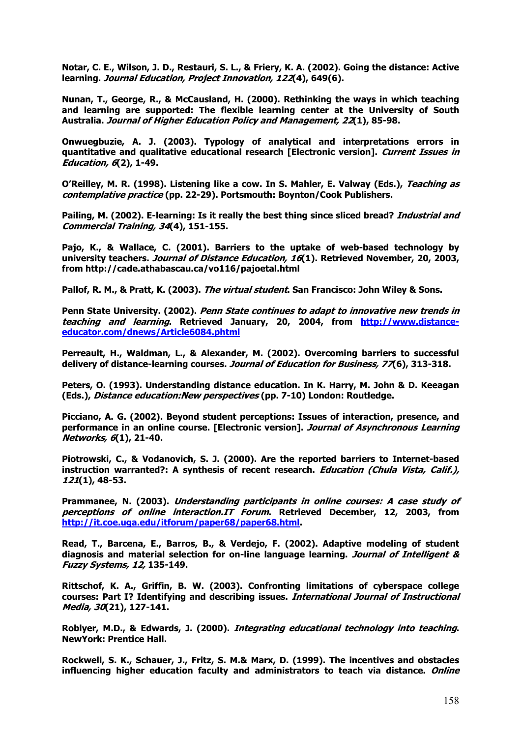**Notar, C. E., Wilson, J. D., Restauri, S. L., & Friery, K. A. (2002). Going the distance: Active learning. *Journal Education, Project Innovation, 122*(4), 649(6).**

**Nunan, T., George, R., & McCausland, H. (2000). Rethinking the ways in which teaching and learning are supported: The flexible learning center at the University of South Australia. *Journal of Higher Education Policy and Management, 22*(1), 85-98.**

**Onwuegbuzie, A. J. (2003). Typology of analytical and interpretations errors in quantitative and qualitative educational research [Electronic version]. *Current Issues in Education, 6*(2), 1-49.**

**O'Reilley, M. R. (1998). Listening like a cow. In S. Mahler, E. Valway (Eds.), *Teaching as contemplative practice* (pp. 22-29). Portsmouth: Boynton/Cook Publishers.**

**Pailing, M. (2002). E-learning: Is it really the best thing since sliced bread? *Industrial and Commercial Training, 34*(4), 151-155.**

**Pajo, K., & Wallace, C. (2001). Barriers to the uptake of web-based technology by university teachers. *Journal of Distance Education, 16*(1). Retrieved November, 20, 2003, from http://cade.athabascau.ca/vo116/pajoetal.html**

**Pallof, R. M., & Pratt, K. (2003). *The virtual student*. San Francisco: John Wiley & Sons.**

**Penn State University. (2002). *Penn State continues to adapt to innovative new trends in teaching and learning*. Retrieved January, 20, 2004, from [http://www.distance-educator.com/dnews/Article6084.phtml](http://www.distance-educator.com/dnews/Article6084.phtml)**

**Perreault, H., Waldman, L., & Alexander, M. (2002). Overcoming barriers to successful delivery of distance-learning courses. *Journal of Education for Business, 77*(6), 313-318.**

**Peters, O. (1993). Understanding distance education. In K. Harry, M. John & D. Keeagan (Eds.), *Distance education:New perspectives* (pp. 7-10) London: Routledge.**

**Picciano, A. G. (2002). Beyond student perceptions: Issues of interaction, presence, and performance in an online course. [Electronic version]. *Journal of Asynchronous Learning Networks, 6*(1), 21-40.**

**Piotrowski, C., & Vodanovich, S. J. (2000). Are the reported barriers to Internet-based instruction warranted?: A synthesis of recent research. *Education (Chula Vista, Calif.), 121*(1), 48-53.**

**Prammanee, N. (2003). *Understanding participants in online courses: A case study of perceptions of online interaction.IT Forum*. Retrieved December, 12, 2003, from [http://it.coe.uga.edu/itforum/paper68/paper68.html](http://it.coe.uga.edu/itforum/paper68/paper68.html).**

**Read, T., Barcena, E., Barros, B., & Verdejo, F. (2002). Adaptive modeling of student diagnosis and material selection for on-line language learning. *Journal of Intelligent & Fuzzy Systems, 12,* 135-149.**

**Rittschof, K. A., Griffin, B. W. (2003). Confronting limitations of cyberspace college courses: Part I? Identifying and describing issues. *International Journal of Instructional Media, 30*(21), 127-141.**

**Roblyer, M.D., & Edwards, J. (2000). *Integrating educational technology into teaching*. NewYork: Prentice Hall.**

**Rockwell, S. K., Schauer, J., Fritz, S. M.& Marx, D. (1999). The incentives and obstacles influencing higher education faculty and administrators to teach via distance. *Online***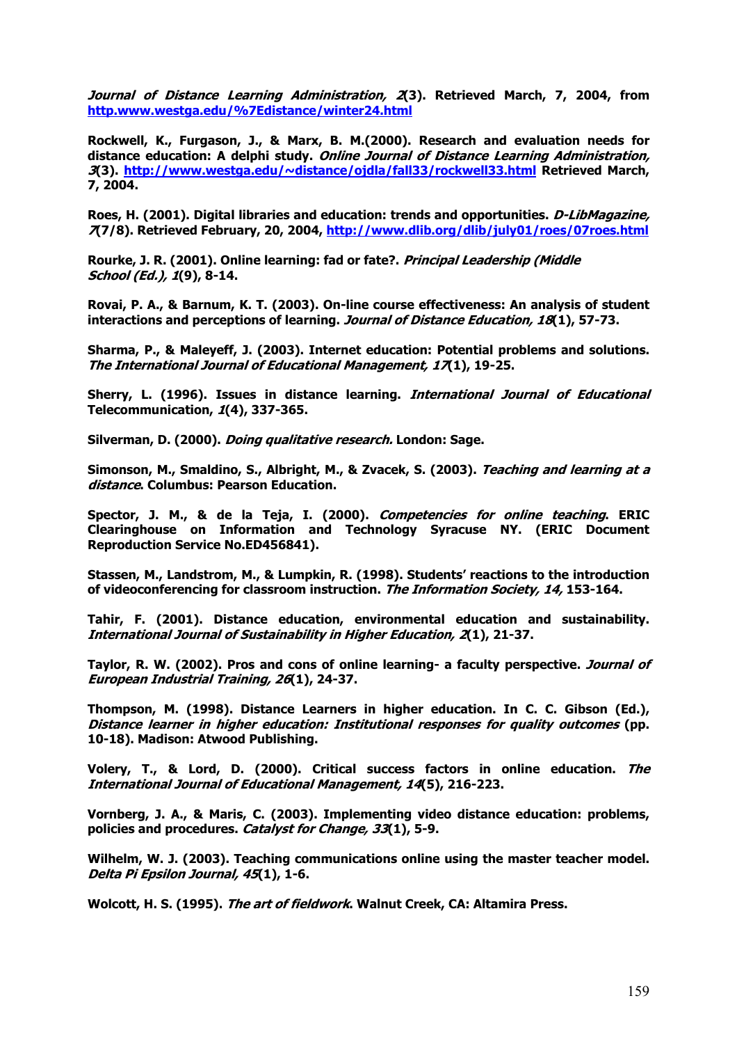*Journal of Distance Learning Administration, 2*(3). Retrieved March, 7, 2004, from http.www.westga.edu/%7Edistance/winter24.html

Rockwell, K., Furgason, J., & Marx, B. M.(2000). Research and evaluation needs for distance education: A delphi study. *Online Journal of Distance Learning Administration, 3*(3). http://www.westga.edu/~distance/ojdla/fall33/rockwell33.html Retrieved March, 7, 2004.

Roes, H. (2001). Digital libraries and education: trends and opportunities. *D-LibMagazine, 7*(7/8). Retrieved February, 20, 2004, http://www.dlib.org/dlib/july01/roes/07roes.html

Rourke, J. R. (2001). Online learning: fad or fate?. *Principal Leadership (Middle School (Ed.), 1*(9), 8-14.

Rovai, P. A., & Barnum, K. T. (2003). On-line course effectiveness: An analysis of student interactions and perceptions of learning. *Journal of Distance Education, 18*(1), 57-73.

Sharma, P., & Maleyeff, J. (2003). Internet education: Potential problems and solutions. *The International Journal of Educational Management, 17*(1), 19-25.

Sherry, L. (1996). Issues in distance learning. *International Journal of Educational* Telecommunication, *1*(4), 337-365.

Silverman, D. (2000). *Doing qualitative research.* London: Sage.

Simonson, M., Smaldino, S., Albright, M., & Zvacek, S. (2003). *Teaching and learning at a distance*. Columbus: Pearson Education.

Spector, J. M., & de la Teja, I. (2000). *Competencies for online teaching*. ERIC Clearinghouse on Information and Technology Syracuse NY. (ERIC Document Reproduction Service No.ED456841).

Stassen, M., Landstrom, M., & Lumpkin, R. (1998). Students' reactions to the introduction of videoconferencing for classroom instruction. *The Information Society, 14,* 153-164.

Tahir, F. (2001). Distance education, environmental education and sustainability. *International Journal of Sustainability in Higher Education, 2*(1), 21-37.

Taylor, R. W. (2002). Pros and cons of online learning- a faculty perspective. *Journal of European Industrial Training, 26*(1), 24-37.

Thompson, M. (1998). Distance Learners in higher education. In C. C. Gibson (Ed.), *Distance learner in higher education: Institutional responses for quality outcomes* (pp. 10-18). Madison: Atwood Publishing.

Volery, T., & Lord, D. (2000). Critical success factors in online education. *The International Journal of Educational Management, 14*(5), 216-223.

Vornberg, J. A., & Maris, C. (2003). Implementing video distance education: problems, policies and procedures. *Catalyst for Change, 33*(1), 5-9.

Wilhelm, W. J. (2003). Teaching communications online using the master teacher model. *Delta Pi Epsilon Journal, 45*(1), 1-6.

Wolcott, H. S. (1995). *The art of fieldwork*. Walnut Creek, CA: Altamira Press.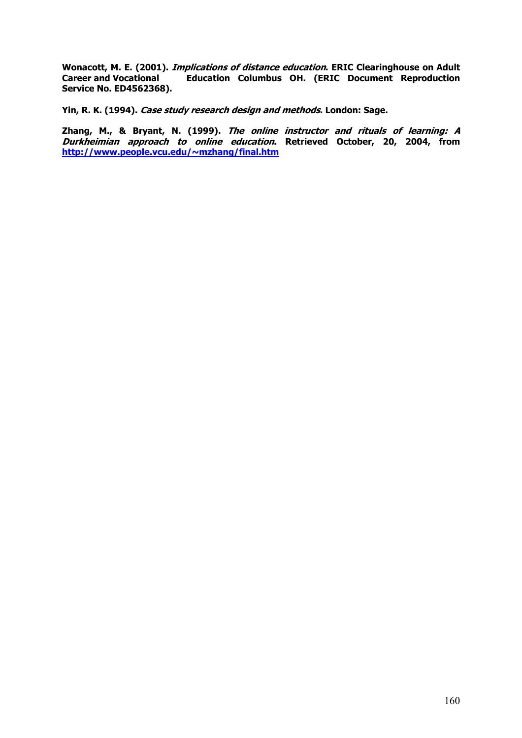**Wonacott, M. E. (2001). *Implications of distance education*. ERIC Clearinghouse on Adult Career and Vocational Education Columbus OH. (ERIC Document Reproduction Service No. ED4562368).**

**Yin, R. K. (1994). *Case study research design and methods*. London: Sage.**

**Zhang, M., & Bryant, N. (1999). *The online instructor and rituals of learning: A Durkheimian approach to online education*. Retrieved October, 20, 2004, from [http://www.people.vcu.edu/~mzhang/final.htm](http://www.people.vcu.edu/~mzhang/final.htm)**